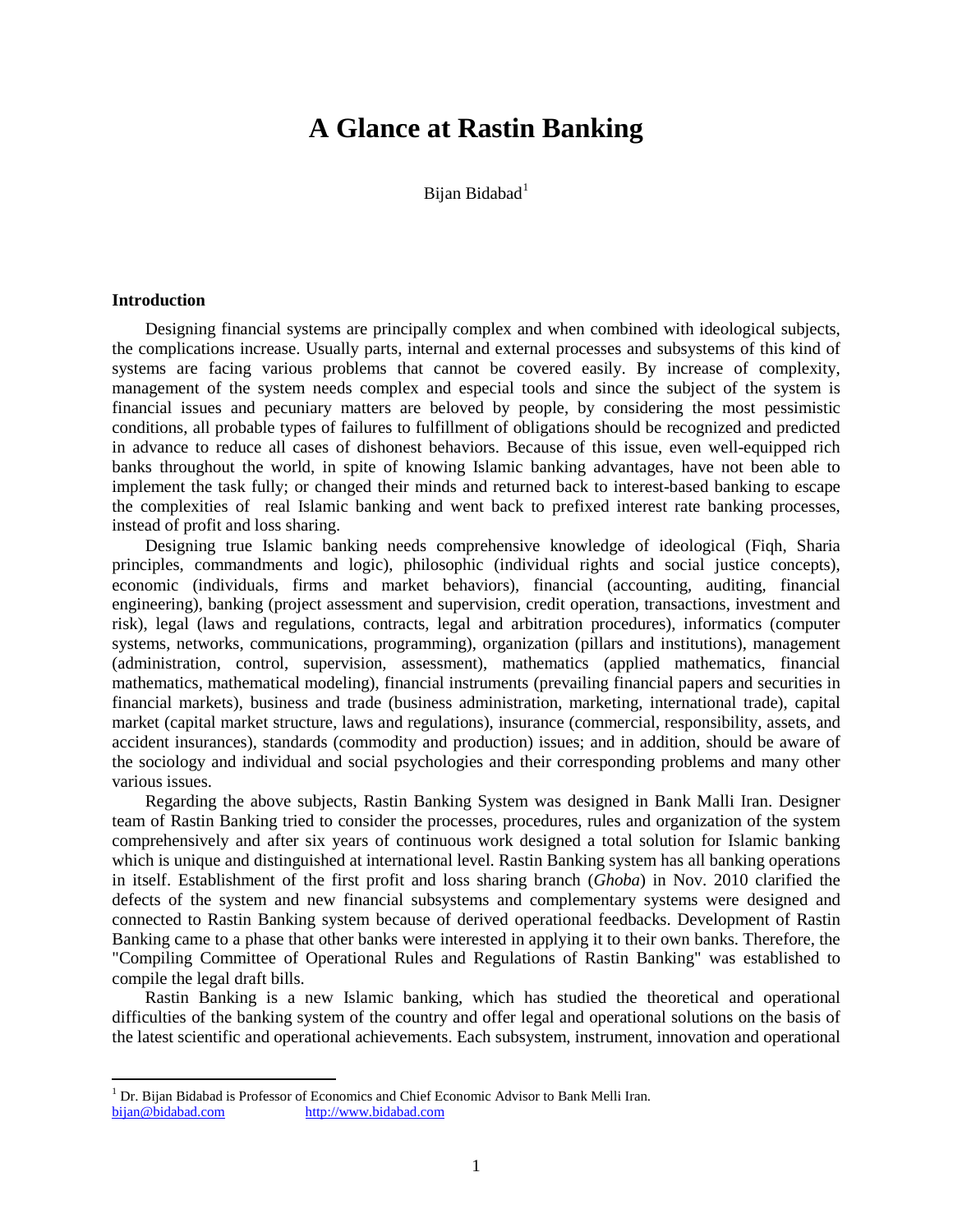# A Glance at Rastin Banking

Bijan Bidabad[1]

## Introduction

Designing financial systems are principally complex and when combined with ideological subjects, the complications increase. Usually parts, internal and external processes and subsystems of this kind of systems are facing various problems that cannot be covered easily. By increase of complexity, management of the system needs complex and especial tools and since the subject of the system is financial issues and pecuniary matters are beloved by people, by considering the most pessimistic conditions, all probable types of failures to fulfillment of obligations should be recognized and predicted in advance to reduce all cases of dishonest behaviors. Because of this issue, even well-equipped rich banks throughout the world, in spite of knowing Islamic banking advantages, have not been able to implement the task fully; or changed their minds and returned back to interest-based banking to escape the complexities of real Islamic banking and went back to prefixed interest rate banking processes, instead of profit and loss sharing.

Designing true Islamic banking needs comprehensive knowledge of ideological (Fiqh, Sharia principles, commandments and logic), philosophic (individual rights and social justice concepts), economic (individuals, firms and market behaviors), financial (accounting, auditing, financial engineering), banking (project assessment and supervision, credit operation, transactions, investment and risk), legal (laws and regulations, contracts, legal and arbitration procedures), informatics (computer systems, networks, communications, programming), organization (pillars and institutions), management (administration, control, supervision, assessment), mathematics (applied mathematics, financial mathematics, mathematical modeling), financial instruments (prevailing financial papers and securities in financial markets), business and trade (business administration, marketing, international trade), capital market (capital market structure, laws and regulations), insurance (commercial, responsibility, assets, and accident insurances), standards (commodity and production) issues; and in addition, should be aware of the sociology and individual and social psychologies and their corresponding problems and many other various issues.

Regarding the above subjects, Rastin Banking System was designed in Bank Malli Iran. Designer team of Rastin Banking tried to consider the processes, procedures, rules and organization of the system comprehensively and after six years of continuous work designed a total solution for Islamic banking which is unique and distinguished at international level. Rastin Banking system has all banking operations in itself. Establishment of the first profit and loss sharing branch (*Ghoba*) in Nov. 2010 clarified the defects of the system and new financial subsystems and complementary systems were designed and connected to Rastin Banking system because of derived operational feedbacks. Development of Rastin Banking came to a phase that other banks were interested in applying it to their own banks. Therefore, the "Compiling Committee of Operational Rules and Regulations of Rastin Banking" was established to compile the legal draft bills.

Rastin Banking is a new Islamic banking, which has studied the theoretical and operational difficulties of the banking system of the country and offer legal and operational solutions on the basis of the latest scientific and operational achievements. Each subsystem, instrument, innovation and operational

---

[1] Dr. Bijan Bidabad is Professor of Economics and Chief Economic Advisor to Bank Melli Iran. bijan@bidabad.com http://www.bidabad.com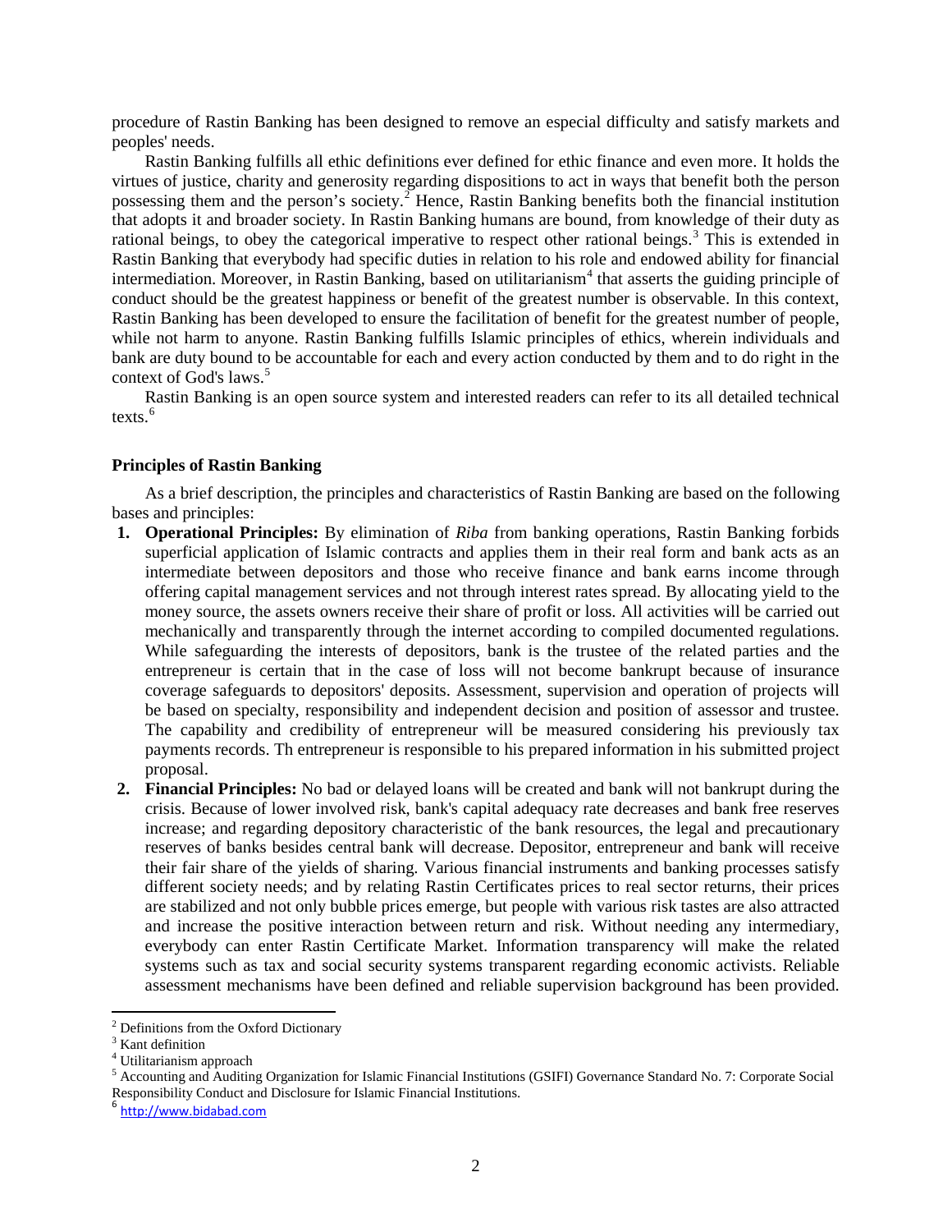procedure of Rastin Banking has been designed to remove an especial difficulty and satisfy markets and peoples' needs.

Rastin Banking fulfills all ethic definitions ever defined for ethic finance and even more. It holds the virtues of justice, charity and generosity regarding dispositions to act in ways that benefit both the person possessing them and the person's society.[2] Hence, Rastin Banking benefits both the financial institution that adopts it and broader society. In Rastin Banking humans are bound, from knowledge of their duty as rational beings, to obey the categorical imperative to respect other rational beings.[3] This is extended in Rastin Banking that everybody had specific duties in relation to his role and endowed ability for financial intermediation. Moreover, in Rastin Banking, based on utilitarianism[4] that asserts the guiding principle of conduct should be the greatest happiness or benefit of the greatest number is observable. In this context, Rastin Banking has been developed to ensure the facilitation of benefit for the greatest number of people, while not harm to anyone. Rastin Banking fulfills Islamic principles of ethics, wherein individuals and bank are duty bound to be accountable for each and every action conducted by them and to do right in the context of God's laws.[5]

Rastin Banking is an open source system and interested readers can refer to its all detailed technical texts.[6]

**Principles of Rastin Banking**

As a brief description, the principles and characteristics of Rastin Banking are based on the following bases and principles:

1. **Operational Principles:** By elimination of *Riba* from banking operations, Rastin Banking forbids superficial application of Islamic contracts and applies them in their real form and bank acts as an intermediate between depositors and those who receive finance and bank earns income through offering capital management services and not through interest rates spread. By allocating yield to the money source, the assets owners receive their share of profit or loss. All activities will be carried out mechanically and transparently through the internet according to compiled documented regulations. While safeguarding the interests of depositors, bank is the trustee of the related parties and the entrepreneur is certain that in the case of loss will not become bankrupt because of insurance coverage safeguards to depositors' deposits. Assessment, supervision and operation of projects will be based on specialty, responsibility and independent decision and position of assessor and trustee. The capability and credibility of entrepreneur will be measured considering his previously tax payments records. Th entrepreneur is responsible to his prepared information in his submitted project proposal.
2. **Financial Principles:** No bad or delayed loans will be created and bank will not bankrupt during the crisis. Because of lower involved risk, bank's capital adequacy rate decreases and bank free reserves increase; and regarding depository characteristic of the bank resources, the legal and precautionary reserves of banks besides central bank will decrease. Depositor, entrepreneur and bank will receive their fair share of the yields of sharing. Various financial instruments and banking processes satisfy different society needs; and by relating Rastin Certificates prices to real sector returns, their prices are stabilized and not only bubble prices emerge, but people with various risk tastes are also attracted and increase the positive interaction between return and risk. Without needing any intermediary, everybody can enter Rastin Certificate Market. Information transparency will make the related systems such as tax and social security systems transparent regarding economic activists. Reliable assessment mechanisms have been defined and reliable supervision background has been provided.

---

[2] Definitions from the Oxford Dictionary

[3] Kant definition

[4] Utilitarianism approach

[5] Accounting and Auditing Organization for Islamic Financial Institutions (GSIFI) Governance Standard No. 7: Corporate Social Responsibility Conduct and Disclosure for Islamic Financial Institutions.

[6] http://www.bidabad.com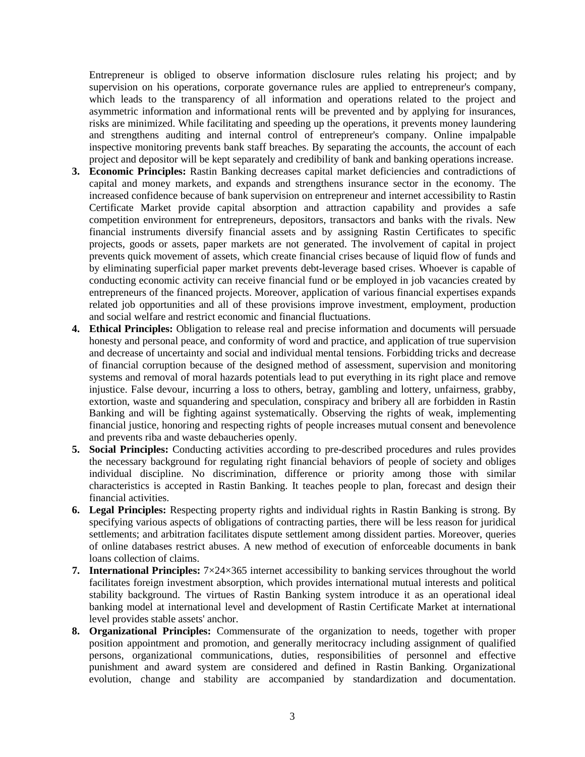Entrepreneur is obliged to observe information disclosure rules relating his project; and by supervision on his operations, corporate governance rules are applied to entrepreneur's company, which leads to the transparency of all information and operations related to the project and asymmetric information and informational rents will be prevented and by applying for insurances, risks are minimized. While facilitating and speeding up the operations, it prevents money laundering and strengthens auditing and internal control of entrepreneur's company. Online impalpable inspective monitoring prevents bank staff breaches. By separating the accounts, the account of each project and depositor will be kept separately and credibility of bank and banking operations increase.

3. **Economic Principles:** Rastin Banking decreases capital market deficiencies and contradictions of capital and money markets, and expands and strengthens insurance sector in the economy. The increased confidence because of bank supervision on entrepreneur and internet accessibility to Rastin Certificate Market provide capital absorption and attraction capability and provides a safe competition environment for entrepreneurs, depositors, transactors and banks with the rivals. New financial instruments diversify financial assets and by assigning Rastin Certificates to specific projects, goods or assets, paper markets are not generated. The involvement of capital in project prevents quick movement of assets, which create financial crises because of liquid flow of funds and by eliminating superficial paper market prevents debt-leverage based crises. Whoever is capable of conducting economic activity can receive financial fund or be employed in job vacancies created by entrepreneurs of the financed projects. Moreover, application of various financial expertises expands related job opportunities and all of these provisions improve investment, employment, production and social welfare and restrict economic and financial fluctuations.
4. **Ethical Principles:** Obligation to release real and precise information and documents will persuade honesty and personal peace, and conformity of word and practice, and application of true supervision and decrease of uncertainty and social and individual mental tensions. Forbidding tricks and decrease of financial corruption because of the designed method of assessment, supervision and monitoring systems and removal of moral hazards potentials lead to put everything in its right place and remove injustice. False devour, incurring a loss to others, betray, gambling and lottery, unfairness, grabby, extortion, waste and squandering and speculation, conspiracy and bribery all are forbidden in Rastin Banking and will be fighting against systematically. Observing the rights of weak, implementing financial justice, honoring and respecting rights of people increases mutual consent and benevolence and prevents riba and waste debaucheries openly.
5. **Social Principles:** Conducting activities according to pre-described procedures and rules provides the necessary background for regulating right financial behaviors of people of society and obliges individual discipline. No discrimination, difference or priority among those with similar characteristics is accepted in Rastin Banking. It teaches people to plan, forecast and design their financial activities.
6. **Legal Principles:** Respecting property rights and individual rights in Rastin Banking is strong. By specifying various aspects of obligations of contracting parties, there will be less reason for juridical settlements; and arbitration facilitates dispute settlement among dissident parties. Moreover, queries of online databases restrict abuses. A new method of execution of enforceable documents in bank loans collection of claims.
7. **International Principles:** 7×24×365 internet accessibility to banking services throughout the world facilitates foreign investment absorption, which provides international mutual interests and political stability background. The virtues of Rastin Banking system introduce it as an operational ideal banking model at international level and development of Rastin Certificate Market at international level provides stable assets' anchor.
8. **Organizational Principles:** Commensurate of the organization to needs, together with proper position appointment and promotion, and generally meritocracy including assignment of qualified persons, organizational communications, duties, responsibilities of personnel and effective punishment and award system are considered and defined in Rastin Banking. Organizational evolution, change and stability are accompanied by standardization and documentation.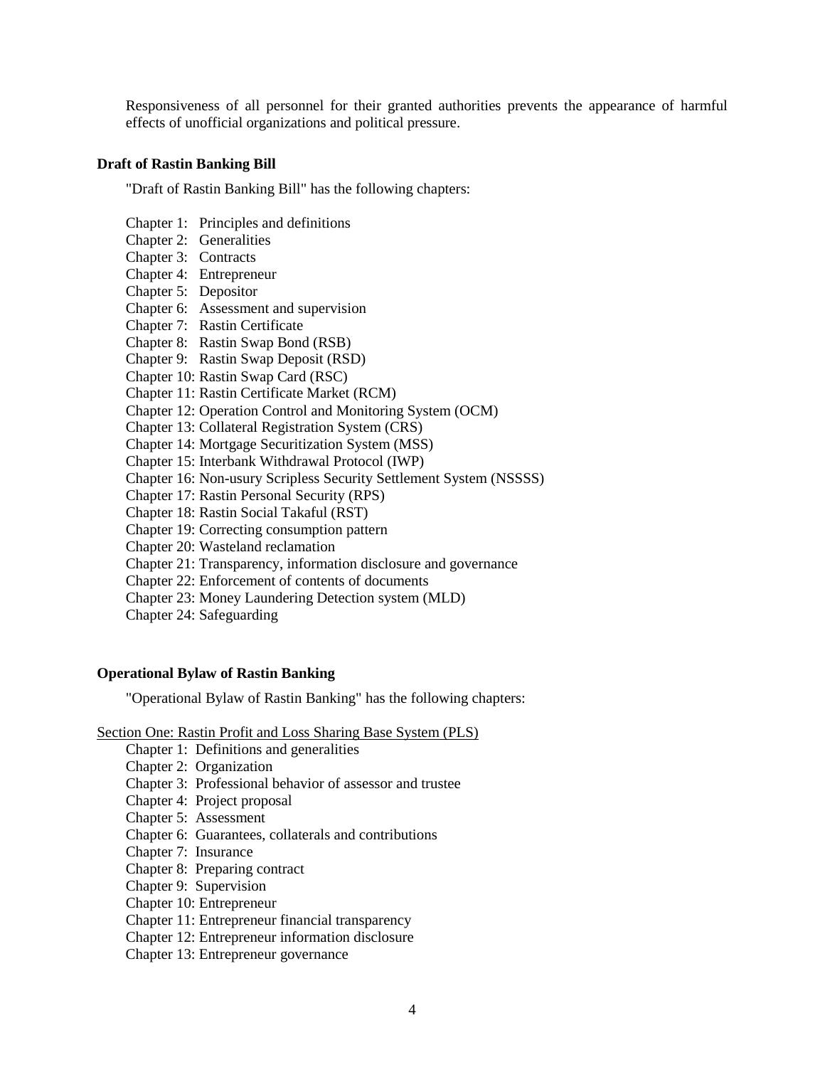Responsiveness of all personnel for their granted authorities prevents the appearance of harmful effects of unofficial organizations and political pressure.

**Draft of Rastin Banking Bill**

"Draft of Rastin Banking Bill" has the following chapters:

Chapter 1: Principles and definitions
Chapter 2: Generalities
Chapter 3: Contracts
Chapter 4: Entrepreneur
Chapter 5: Depositor
Chapter 6: Assessment and supervision
Chapter 7: Rastin Certificate
Chapter 8: Rastin Swap Bond (RSB)
Chapter 9: Rastin Swap Deposit (RSD)
Chapter 10: Rastin Swap Card (RSC)
Chapter 11: Rastin Certificate Market (RCM)
Chapter 12: Operation Control and Monitoring System (OCM)
Chapter 13: Collateral Registration System (CRS)
Chapter 14: Mortgage Securitization System (MSS)
Chapter 15: Interbank Withdrawal Protocol (IWP)
Chapter 16: Non-usury Scripless Security Settlement System (NSSSS)
Chapter 17: Rastin Personal Security (RPS)
Chapter 18: Rastin Social Takaful (RST)
Chapter 19: Correcting consumption pattern
Chapter 20: Wasteland reclamation
Chapter 21: Transparency, information disclosure and governance
Chapter 22: Enforcement of contents of documents
Chapter 23: Money Laundering Detection system (MLD)
Chapter 24: Safeguarding

**Operational Bylaw of Rastin Banking**

"Operational Bylaw of Rastin Banking" has the following chapters:

<u>Section One: Rastin Profit and Loss Sharing Base System (PLS)</u>

Chapter 1: Definitions and generalities
Chapter 2: Organization
Chapter 3: Professional behavior of assessor and trustee
Chapter 4: Project proposal
Chapter 5: Assessment
Chapter 6: Guarantees, collaterals and contributions
Chapter 7: Insurance
Chapter 8: Preparing contract
Chapter 9: Supervision
Chapter 10: Entrepreneur
Chapter 11: Entrepreneur financial transparency
Chapter 12: Entrepreneur information disclosure
Chapter 13: Entrepreneur governance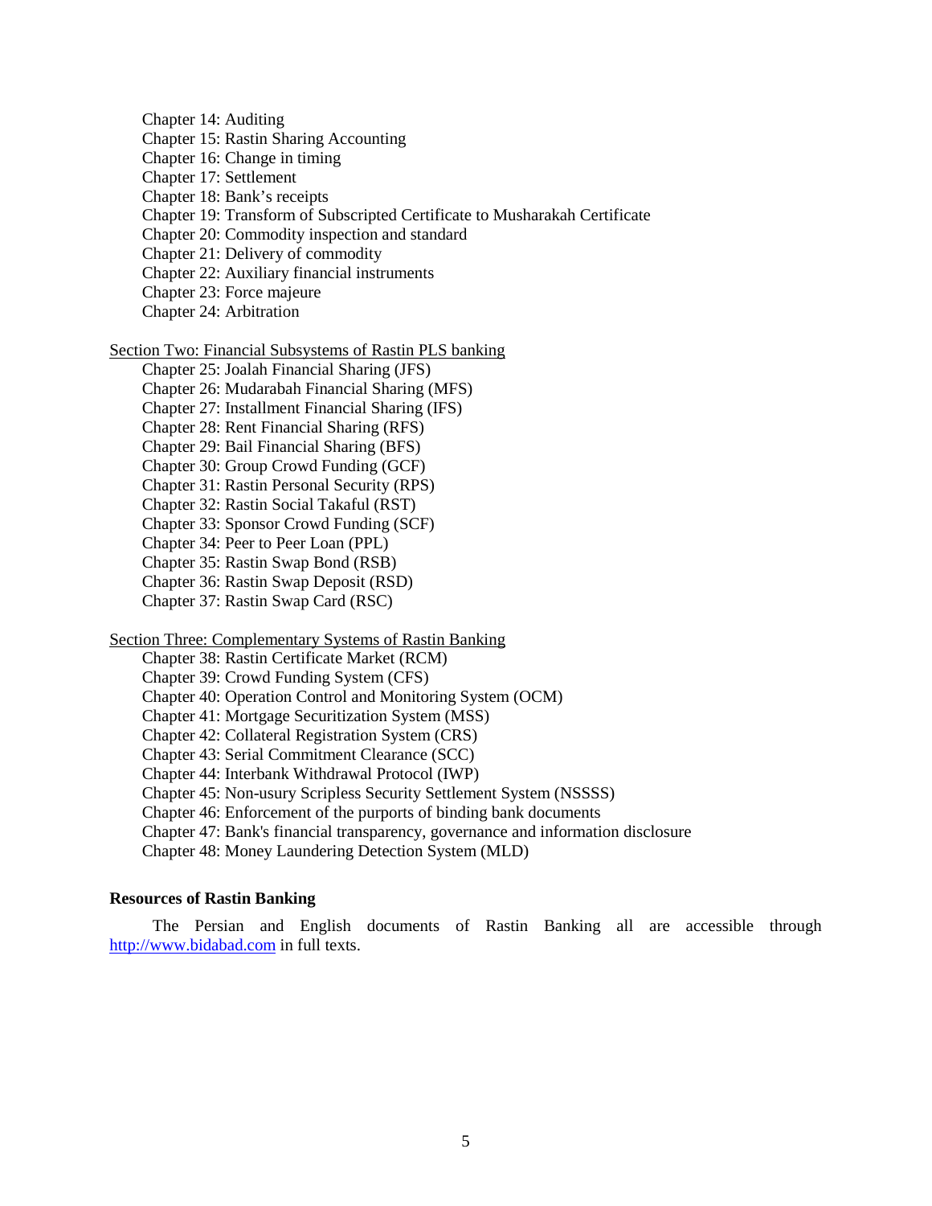Chapter 14: Auditing
Chapter 15: Rastin Sharing Accounting
Chapter 16: Change in timing
Chapter 17: Settlement
Chapter 18: Bank's receipts
Chapter 19: Transform of Subscripted Certificate to Musharakah Certificate
Chapter 20: Commodity inspection and standard
Chapter 21: Delivery of commodity
Chapter 22: Auxiliary financial instruments
Chapter 23: Force majeure
Chapter 24: Arbitration

Section Two: Financial Subsystems of Rastin PLS banking

Chapter 25: Joalah Financial Sharing (JFS)
Chapter 26: Mudarabah Financial Sharing (MFS)
Chapter 27: Installment Financial Sharing (IFS)
Chapter 28: Rent Financial Sharing (RFS)
Chapter 29: Bail Financial Sharing (BFS)
Chapter 30: Group Crowd Funding (GCF)
Chapter 31: Rastin Personal Security (RPS)
Chapter 32: Rastin Social Takaful (RST)
Chapter 33: Sponsor Crowd Funding (SCF)
Chapter 34: Peer to Peer Loan (PPL)
Chapter 35: Rastin Swap Bond (RSB)
Chapter 36: Rastin Swap Deposit (RSD)
Chapter 37: Rastin Swap Card (RSC)

Section Three: Complementary Systems of Rastin Banking

Chapter 38: Rastin Certificate Market (RCM)
Chapter 39: Crowd Funding System (CFS)
Chapter 40: Operation Control and Monitoring System (OCM)
Chapter 41: Mortgage Securitization System (MSS)
Chapter 42: Collateral Registration System (CRS)
Chapter 43: Serial Commitment Clearance (SCC)
Chapter 44: Interbank Withdrawal Protocol (IWP)
Chapter 45: Non-usury Scripless Security Settlement System (NSSSS)
Chapter 46: Enforcement of the purports of binding bank documents
Chapter 47: Bank's financial transparency, governance and information disclosure
Chapter 48: Money Laundering Detection System (MLD)

**Resources of Rastin Banking**

The Persian and English documents of Rastin Banking all are accessible through http://www.bidabad.com in full texts.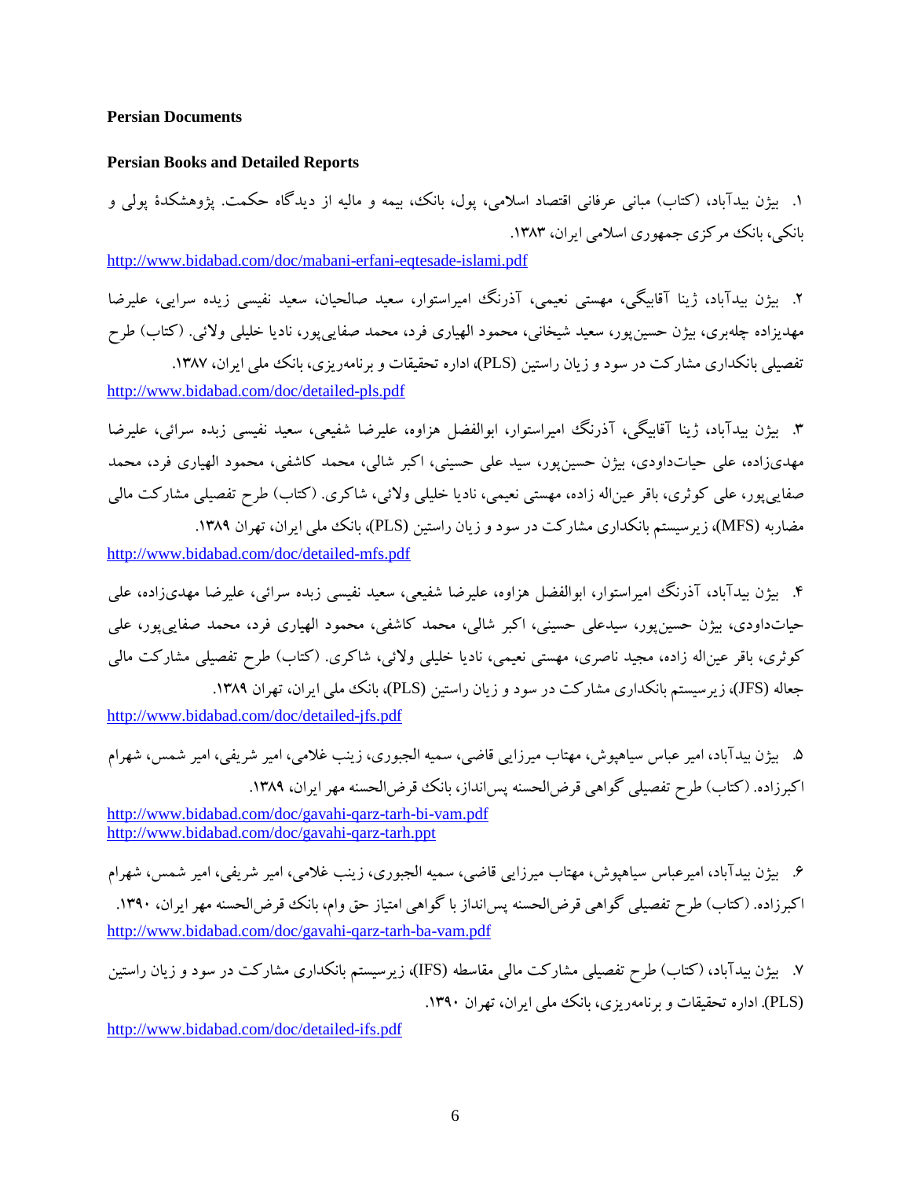**Persian Documents**

**Persian Books and Detailed Reports**

۱. بیژن بیدآباد، (کتاب) مبانی عرفانی اقتصاد اسلامی، پول، بانک، بیمه و مالیه از دیدگاه حکمت. پژوهشکدهٔ پولی و بانکی، بانک مرکزی جمهوری اسلامی ایران، ۱۳۸۳.
http://www.bidabad.com/doc/mabani-erfani-eqtesade-islami.pdf

۲. بیژن بیدآباد، ژینا آقابیگی، مهستی نعیمی، آذرنگ امیراستوار، سعید صالحیان، سعید نفیسی زیده سرایی، علیرضا مهدیزاده چله‌بری، بیژن حسین‌پور، سعید شیخانی، محمود الهیاری فرد، محمد صفایی‌پور، نادیا خلیلی ولائی. (کتاب) طرح تفصیلی بانکداری مشارکت در سود و زیان راستین (PLS)، اداره تحقیقات و برنامه‌ریزی، بانک ملی ایران، ۱۳۸۷.
http://www.bidabad.com/doc/detailed-pls.pdf

۳. بیژن بیدآباد، ژینا آقابیگی، آذرنگ امیراستوار، ابوالفضل هزاوه، علیرضا شفیعی، سعید نفیسی زبده سرائی، علیرضا مهدی‌زاده، علی حیات‌داودی، بیژن حسین‌پور، سید علی حسینی، اکبر شالی، محمد کاشفی، محمود الهیاری فرد، محمد صفایی‌پور، علی کوثری، باقر عین‌اله زاده، مهستی نعیمی، نادیا خلیلی ولائی، شاکری. (کتاب) طرح تفصیلی مشارکت مالی مضاربه (MFS)، زیرسیستم بانکداری مشارکت در سود و زیان راستین (PLS)، بانک ملی ایران، تهران ۱۳۸۹.
http://www.bidabad.com/doc/detailed-mfs.pdf

۴. بیژن بیدآباد، آذرنگ امیراستوار، ابوالفضل هزاوه، علیرضا شفیعی، سعید نفیسی زبده سرائی، علیرضا مهدی‌زاده، علی حیات‌داودی، بیژن حسین‌پور، سیدعلی حسینی، اکبر شالی، محمد کاشفی، محمود الهیاری فرد، محمد صفایی‌پور، علی کوثری، باقر عین‌اله زاده، مجید ناصری، مهستی نعیمی، نادیا خلیلی ولائی، شاکری. (کتاب) طرح تفصیلی مشارکت مالی جعاله (JFS)، زیرسیستم بانکداری مشارکت در سود و زیان راستین (PLS)، بانک ملی ایران، تهران ۱۳۸۹.
http://www.bidabad.com/doc/detailed-jfs.pdf

۵. بیژن بیدآباد، امیر عباس سیاهپوش، مهتاب میرزایی قاضی، سمیه الجبوری، زینب غلامی، امیر شریفی، امیر شمس، شهرام اکبرزاده. (کتاب) طرح تفصیلی گواهی قرض‌الحسنه پس‌انداز، بانک قرض‌الحسنه مهر ایران، ۱۳۸۹.
http://www.bidabad.com/doc/gavahi-qarz-tarh-bi-vam.pdf
http://www.bidabad.com/doc/gavahi-qarz-tarh.ppt

۶. بیژن بیدآباد، امیرعباس سیاهپوش، مهتاب میرزایی قاضی، سمیه الجبوری، زینب غلامی، امیر شریفی، امیر شمس، شهرام اکبرزاده. (کتاب) طرح تفصیلی گواهی قرض‌الحسنه پس‌انداز با گواهی امتیاز حق وام، بانک قرض‌الحسنه مهر ایران، ۱۳۹۰.
http://www.bidabad.com/doc/gavahi-qarz-tarh-ba-vam.pdf

۷. بیژن بیدآباد، (کتاب) طرح تفصیلی مشارکت مالی مقاسطه (IFS)، زیرسیستم بانکداری مشارکت در سود و زیان راستین (PLS). اداره تحقیقات و برنامه‌ریزی، بانک ملی ایران، تهران ۱۳۹۰.
http://www.bidabad.com/doc/detailed-ifs.pdf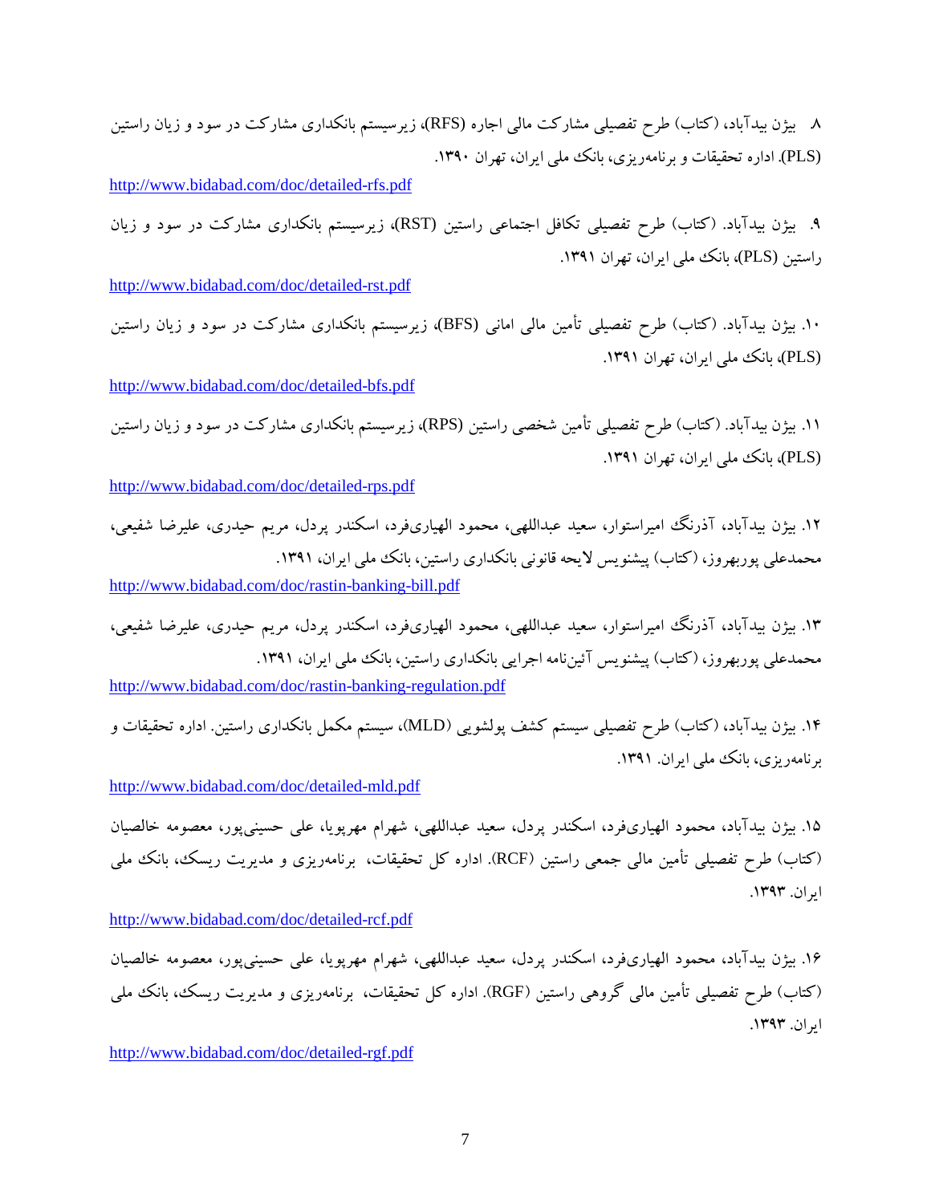۸. بیژن بیدآباد، (کتاب) طرح تفصیلی مشارکت مالی اجاره (RFS)، زیرسیستم بانکداری مشارکت در سود و زیان راستین (PLS). اداره تحقیقات و برنامه‌ریزی، بانک ملی ایران، تهران ۱۳۹۰.

http://www.bidabad.com/doc/detailed-rfs.pdf

۹. بیژن بیدآباد. (کتاب) طرح تفصیلی تکافل اجتماعی راستین (RST)، زیرسیستم بانکداری مشارکت در سود و زیان راستین (PLS)، بانک ملی ایران، تهران ۱۳۹۱.

http://www.bidabad.com/doc/detailed-rst.pdf

۱۰. بیژن بیدآباد. (کتاب) طرح تفصیلی تأمین مالی امانی (BFS)، زیرسیستم بانکداری مشارکت در سود و زیان راستین (PLS)، بانک ملی ایران، تهران ۱۳۹۱.

http://www.bidabad.com/doc/detailed-bfs.pdf

۱۱. بیژن بیدآباد. (کتاب) طرح تفصیلی تأمین شخصی راستین (RPS)، زیرسیستم بانکداری مشارکت در سود و زیان راستین (PLS)، بانک ملی ایران، تهران ۱۳۹۱.

http://www.bidabad.com/doc/detailed-rps.pdf

۱۲. بیژن بیدآباد، آذرنگ امیراستوار، سعید عبداللهی، محمود الهیاری‌فرد، اسکندر پردل، مریم حیدری، علیرضا شفیعی، محمدعلی پوربهروز، (کتاب) پیشنویس لایحه قانونی بانکداری راستین، بانک ملی ایران، ۱۳۹۱.

http://www.bidabad.com/doc/rastin-banking-bill.pdf

۱۳. بیژن بیدآباد، آذرنگ امیراستوار، سعید عبداللهی، محمود الهیاری‌فرد، اسکندر پردل، مریم حیدری، علیرضا شفیعی، محمدعلی پوربهروز، (کتاب) پیشنویس آئین‌نامه اجرایی بانکداری راستین، بانک ملی ایران، ۱۳۹۱.

http://www.bidabad.com/doc/rastin-banking-regulation.pdf

۱۴. بیژن بیدآباد، (کتاب) طرح تفصیلی سیستم کشف پولشویی (MLD)، سیستم مکمل بانکداری راستین. اداره تحقیقات و برنامه‌ریزی، بانک ملی ایران. ۱۳۹۱.

http://www.bidabad.com/doc/detailed-mld.pdf

۱۵. بیژن بیدآباد، محمود الهیاری‌فرد، اسکندر پردل، سعید عبداللهی، شهرام مهرپویا، علی حسینی‌پور، معصومه خالصیان (کتاب) طرح تفصیلی تأمین مالی جمعی راستین (RCF). اداره کل تحقیقات، برنامه‌ریزی و مدیریت ریسک، بانک ملی ایران. ۱۳۹۳.

http://www.bidabad.com/doc/detailed-rcf.pdf

۱۶. بیژن بیدآباد، محمود الهیاری‌فرد، اسکندر پردل، سعید عبداللهی، شهرام مهرپویا، علی حسینی‌پور، معصومه خالصیان (کتاب) طرح تفصیلی تأمین مالی گروهی راستین (RGF). اداره کل تحقیقات، برنامه‌ریزی و مدیریت ریسک، بانک ملی ایران. ۱۳۹۳.

http://www.bidabad.com/doc/detailed-rgf.pdf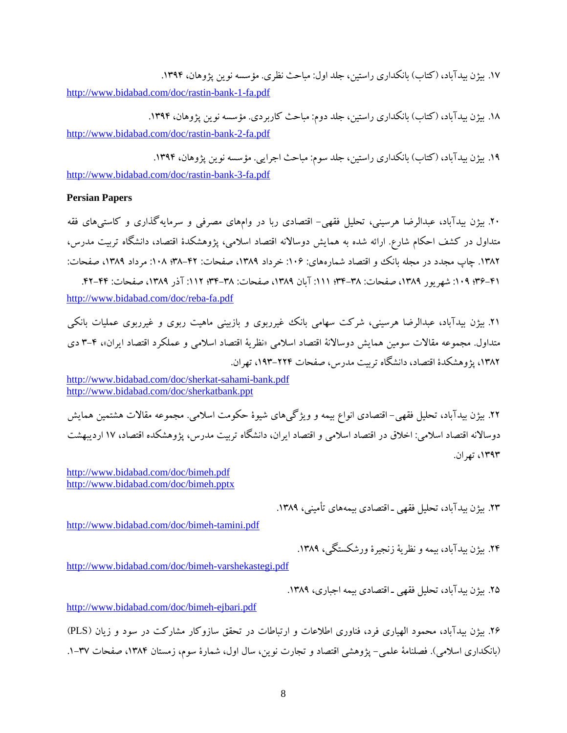۱۷. بیژن بیدآباد، (کتاب) بانکداری راستین، جلد اول: مباحث نظری. مؤسسه نوین پژوهان، ۱۳۹۴.
http://www.bidabad.com/doc/rastin-bank-1-fa.pdf

۱۸. بیژن بیدآباد، (کتاب) بانکداری راستین، جلد دوم: مباحث کاربردی. مؤسسه نوین پژوهان، ۱۳۹۴.
http://www.bidabad.com/doc/rastin-bank-2-fa.pdf

۱۹. بیژن بیدآباد، (کتاب) بانکداری راستین، جلد سوم: مباحث اجرایی. مؤسسه نوین پژوهان، ۱۳۹۴.
http://www.bidabad.com/doc/rastin-bank-3-fa.pdf

**Persian Papers**

۲۰. بیژن بیدآباد، عبدالرضا هرسینی، تحلیل فقهی- اقتصادی ربا در وام‌های مصرفی و سرمایه‌گذاری و کاستی‌های فقه متداول در کشف احکام شارع. ارائه شده به همایش دوسالانه اقتصاد اسلامی، پژوهشکدهٔ اقتصاد، دانشگاه تربیت مدرس، ۱۳۸۲. چاپ مجدد در مجله بانک و اقتصاد شماره‌های: ۱۰۶: خرداد ۱۳۸۹، صفحات: ۴۲-۳۸؛ ۱۰۸: مرداد ۱۳۸۹، صفحات: ۴۱-۳۶؛ ۱۰۹: شهریور ۱۳۸۹، صفحات: ۳۸-۳۴؛ ۱۱۱: آبان ۱۳۸۹، صفحات: ۳۸-۳۴؛ ۱۱۲: آذر ۱۳۸۹، صفحات: ۴۴-۴۲.
http://www.bidabad.com/doc/reba-fa.pdf

۲۱. بیژن بیدآباد، عبدالرضا هرسینی، شرکت سهامی بانک غیرربوی و بازبینی ماهیت ربوی و غیرربوی عملیات بانکی متداول. مجموعه مقالات سومین همایش دوسالانهٔ اقتصاد اسلامی «نظریهٔ اقتصاد اسلامی و عملکرد اقتصاد ایران»، ۴-۳ دی ۱۳۸۲، پژوهشکدهٔ اقتصاد، دانشگاه تربیت مدرس، صفحات ۲۲۴-۱۹۳، تهران.
http://www.bidabad.com/doc/sherkat-sahami-bank.pdf
http://www.bidabad.com/doc/sherkatbank.ppt

۲۲. بیژن بیدآباد، تحلیل فقهی- اقتصادی انواع بیمه و ویژگی‌های شیوهٔ حکومت اسلامی. مجموعه مقالات هشتمین همایش دوسالانه اقتصاد اسلامی: اخلاق در اقتصاد اسلامی و اقتصاد ایران، دانشگاه تربیت مدرس، پژوهشکده اقتصاد، ۱۷ اردیبهشت ۱۳۹۳، تهران.
http://www.bidabad.com/doc/bimeh.pdf
http://www.bidabad.com/doc/bimeh.pptx

۲۳. بیژن بیدآباد، تحلیل فقهی ـ اقتصادی بیمه‌های تأمینی، ۱۳۸۹.
http://www.bidabad.com/doc/bimeh-tamini.pdf

۲۴. بیژن بیدآباد، بیمه و نظریهٔ زنجیرهٔ ورشکستگی، ۱۳۸۹.
http://www.bidabad.com/doc/bimeh-varshekastegi.pdf

۲۵. بیژن بیدآباد، تحلیل فقهی ـ اقتصادی بیمه اجباری، ۱۳۸۹.
http://www.bidabad.com/doc/bimeh-ejbari.pdf

۲۶. بیژن بیدآباد، محمود الهیاری فرد، فناوری اطلاعات و ارتباطات در تحقق سازوکار مشارکت در سود و زیان (PLS) (بانکداری اسلامی). فصلنامهٔ علمی- پژوهشی اقتصاد و تجارت نوین، سال اول، شمارهٔ سوم، زمستان ۱۳۸۴، صفحات ۳۷-۱.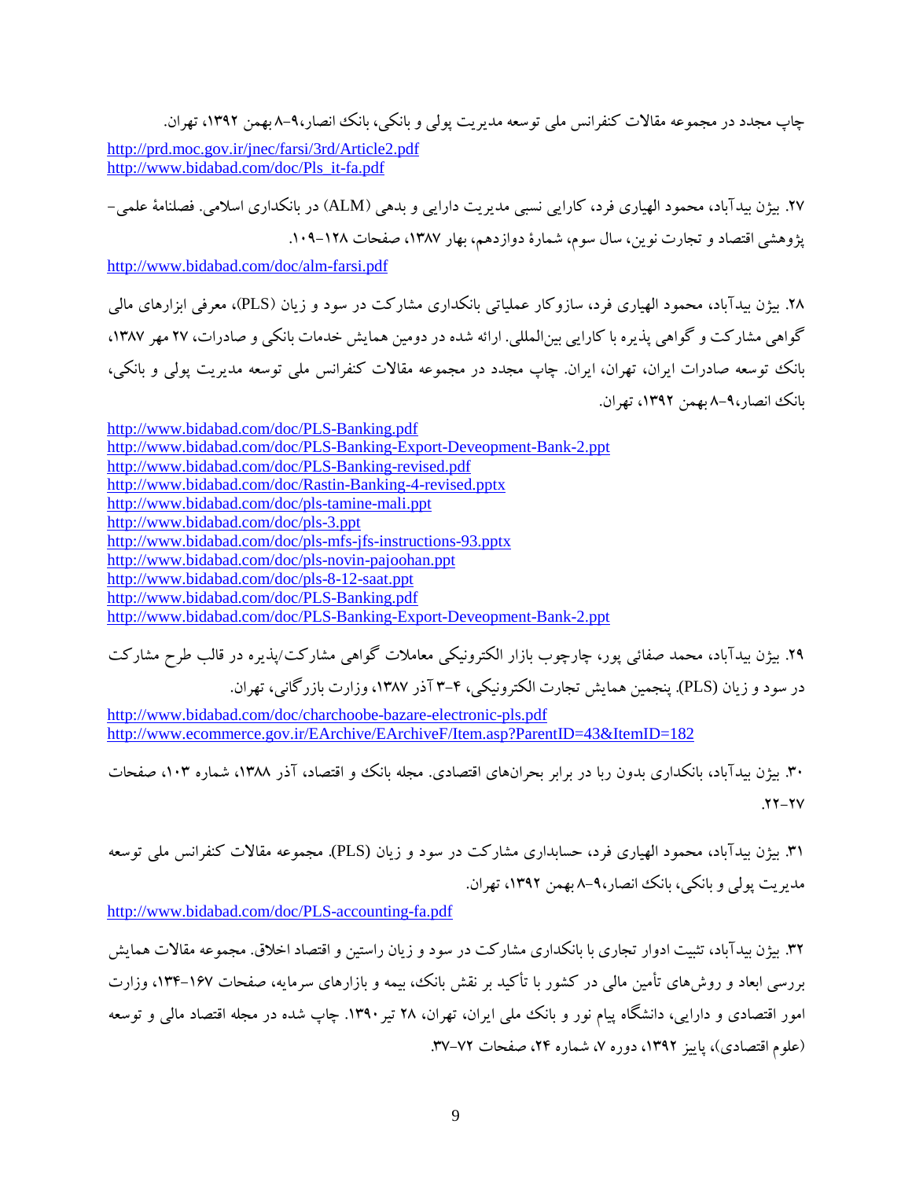چاپ مجدد در مجموعه مقالات کنفرانس ملی توسعه مدیریت پولی و بانکی، بانک انصار،۹-۸ بهمن ۱۳۹۲، تهران.

http://prd.moc.gov.ir/jnec/farsi/3rd/Article2.pdf
http://www.bidabad.com/doc/Pls_it-fa.pdf

۲۷. بیژن بیدآباد، محمود الهیاری فرد، کارایی نسبی مدیریت دارایی و بدهی (ALM) در بانکداری اسلامی. فصلنامهٔ علمی-پژوهشی اقتصاد و تجارت نوین، سال سوم، شمارهٔ دوازدهم، بهار ۱۳۸۷، صفحات ۱۲۸-۱۰۹.

http://www.bidabad.com/doc/alm-farsi.pdf

۲۸. بیژن بیدآباد، محمود الهیاری فرد، سازوکار عملیاتی بانکداری مشارکت در سود و زیان (PLS)، معرفی ابزارهای مالی گواهی مشارکت و گواهی پذیره با کارایی بین‌المللی. ارائه شده در دومین همایش خدمات بانکی و صادرات، ۲۷ مهر ۱۳۸۷، بانک توسعه صادرات ایران، تهران، ایران. چاپ مجدد در مجموعه مقالات کنفرانس ملی توسعه مدیریت پولی و بانکی، بانک انصار،۹-۸ بهمن ۱۳۹۲، تهران.

http://www.bidabad.com/doc/PLS-Banking.pdf
http://www.bidabad.com/doc/PLS-Banking-Export-Deveopment-Bank-2.ppt
http://www.bidabad.com/doc/PLS-Banking-revised.pdf
http://www.bidabad.com/doc/Rastin-Banking-4-revised.pptx
http://www.bidabad.com/doc/pls-tamine-mali.ppt
http://www.bidabad.com/doc/pls-3.ppt
http://www.bidabad.com/doc/pls-mfs-jfs-instructions-93.pptx
http://www.bidabad.com/doc/pls-novin-pajoohan.ppt
http://www.bidabad.com/doc/pls-8-12-saat.ppt
http://www.bidabad.com/doc/PLS-Banking.pdf
http://www.bidabad.com/doc/PLS-Banking-Export-Deveopment-Bank-2.ppt

۲۹. بیژن بیدآباد، محمد صفائی پور، چارچوب بازار الکترونیکی معاملات گواهی مشارکت/پذیره در قالب طرح مشارکت در سود و زیان (PLS). پنجمین همایش تجارت الکترونیکی، ۴-۳ آذر ۱۳۸۷، وزارت بازرگانی، تهران.

http://www.bidabad.com/doc/charchoobe-bazare-electronic-pls.pdf
http://www.ecommerce.gov.ir/EArchive/EArchiveF/Item.asp?ParentID=43&ItemID=182

۳۰. بیژن بیدآباد، بانکداری بدون ربا در برابر بحران‌های اقتصادی. مجله بانک و اقتصاد، آذر ۱۳۸۸، شماره ۱۰۳، صفحات ۲۷-۲۲.

۳۱. بیژن بیدآباد، محمود الهیاری فرد، حسابداری مشارکت در سود و زیان (PLS). مجموعه مقالات کنفرانس ملی توسعه مدیریت پولی و بانکی، بانک انصار،۹-۸ بهمن ۱۳۹۲، تهران.

http://www.bidabad.com/doc/PLS-accounting-fa.pdf

۳۲. بیژن بیدآباد، تثبیت ادوار تجاری با بانکداری مشارکت در سود و زیان راستین و اقتصاد اخلاق. مجموعه مقالات همایش بررسی ابعاد و روش‌های تأمین مالی در کشور با تأکید بر نقش بانک، بیمه و بازارهای سرمایه، صفحات ۱۶۷-۱۳۴، وزارت امور اقتصادی و دارایی، دانشگاه پیام نور و بانک ملی ایران، تهران، ۲۸ تیر ۱۳۹۰. چاپ شده در مجله اقتصاد مالی و توسعه (علوم اقتصادی)، پاییز ۱۳۹۲، دوره ۷، شماره ۲۴، صفحات ۷۲-۳۷.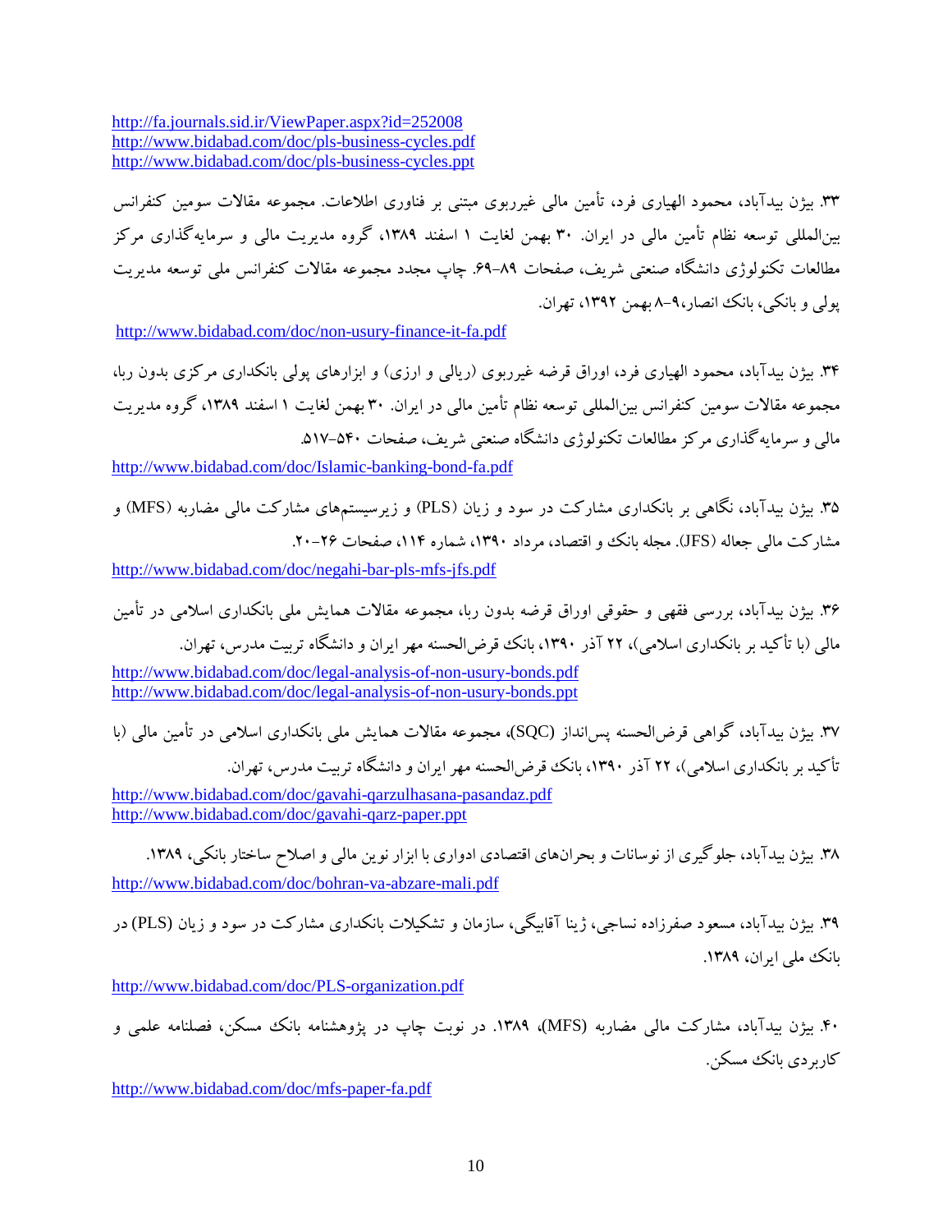http://fa.journals.sid.ir/ViewPaper.aspx?id=252008
http://www.bidabad.com/doc/pls-business-cycles.pdf
http://www.bidabad.com/doc/pls-business-cycles.ppt

۳۳. بیژن بیدآباد، محمود الهیاری فرد، تأمین مالی غیرربوی مبتنی بر فناوری اطلاعات. مجموعه مقالات سومین کنفرانس بین‌المللی توسعه نظام تأمین مالی در ایران. ۳۰ بهمن لغایت ۱ اسفند ۱۳۸۹، گروه مدیریت مالی و سرمایه‌گذاری مرکز مطالعات تکنولوژی دانشگاه صنعتی شریف، صفحات ۸۹–۶۹. چاپ مجدد مجموعه مقالات کنفرانس ملی توسعه مدیریت پولی و بانکی، بانک انصار، ۹–۸ بهمن ۱۳۹۲، تهران.

http://www.bidabad.com/doc/non-usury-finance-it-fa.pdf

۳۴. بیژن بیدآباد، محمود الهیاری فرد، اوراق قرضه غیرربوی (ریالی و ارزی) و ابزارهای پولی بانکداری مرکزی بدون ربا، مجموعه مقالات سومین کنفرانس بین‌المللی توسعه نظام تأمین مالی در ایران. ۳۰ بهمن لغایت ۱ اسفند ۱۳۸۹، گروه مدیریت مالی و سرمایه‌گذاری مرکز مطالعات تکنولوژی دانشگاه صنعتی شریف، صفحات ۵۴۰–۵۱۷.

http://www.bidabad.com/doc/Islamic-banking-bond-fa.pdf

۳۵. بیژن بیدآباد، نگاهی بر بانکداری مشارکت در سود و زیان (PLS) و زیرسیستم‌های مشارکت مالی مضاربه (MFS) و مشارکت مالی جعاله (JFS). مجله بانک و اقتصاد، مرداد ۱۳۹۰، شماره ۱۱۴، صفحات ۲۶–۲۰.

http://www.bidabad.com/doc/negahi-bar-pls-mfs-jfs.pdf

۳۶. بیژن بیدآباد، بررسی فقهی و حقوقی اوراق قرضه بدون ربا، مجموعه مقالات همایش ملی بانکداری اسلامی در تأمین مالی (با تأکید بر بانکداری اسلامی)، ۲۲ آذر ۱۳۹۰، بانک قرض‌الحسنه مهر ایران و دانشگاه تربیت مدرس، تهران.

http://www.bidabad.com/doc/legal-analysis-of-non-usury-bonds.pdf
http://www.bidabad.com/doc/legal-analysis-of-non-usury-bonds.ppt

۳۷. بیژن بیدآباد، گواهی قرض‌الحسنه پس‌انداز (SQC)، مجموعه مقالات همایش ملی بانکداری اسلامی در تأمین مالی (با تأکید بر بانکداری اسلامی)، ۲۲ آذر ۱۳۹۰، بانک قرض‌الحسنه مهر ایران و دانشگاه تربیت مدرس، تهران.

http://www.bidabad.com/doc/gavahi-qarzulhasana-pasandaz.pdf
http://www.bidabad.com/doc/gavahi-qarz-paper.ppt

۳۸. بیژن بیدآباد، جلوگیری از نوسانات و بحران‌های اقتصادی ادواری با ابزار نوین مالی و اصلاح ساختار بانکی، ۱۳۸۹.

http://www.bidabad.com/doc/bohran-va-abzare-mali.pdf

۳۹. بیژن بیدآباد، مسعود صفرزاده نساجی، ژینا آقابیگی، سازمان و تشکیلات بانکداری مشارکت در سود و زیان (PLS) در بانک ملی ایران، ۱۳۸۹.

http://www.bidabad.com/doc/PLS-organization.pdf

۴۰. بیژن بیدآباد، مشارکت مالی مضاربه (MFS)، ۱۳۸۹. در نوبت چاپ در پژوهشنامه بانک مسکن، فصلنامه علمی و کاربردی بانک مسکن.

http://www.bidabad.com/doc/mfs-paper-fa.pdf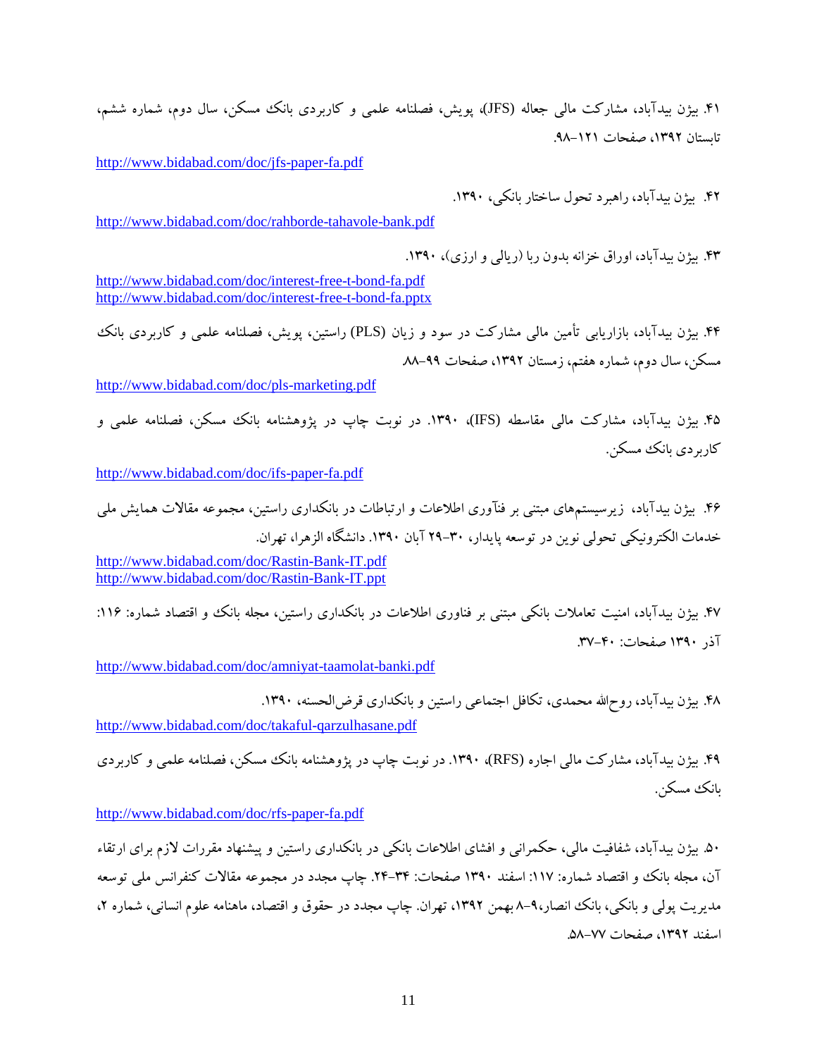۴۱. بیژن بیدآباد، مشارکت مالی جعاله (JFS)، پویش، فصلنامه علمی و کاربردی بانک مسکن، سال دوم، شماره ششم، تابستان ۱۳۹۲، صفحات ۱۲۱–۹۸.

http://www.bidabad.com/doc/jfs-paper-fa.pdf

۴۲. بیژن بیدآباد، راهبرد تحول ساختار بانکی، ۱۳۹۰.

http://www.bidabad.com/doc/rahborde-tahavole-bank.pdf

۴۳. بیژن بیدآباد، اوراق خزانه بدون ربا (ریالی و ارزی)، ۱۳۹۰.

http://www.bidabad.com/doc/interest-free-t-bond-fa.pdf
http://www.bidabad.com/doc/interest-free-t-bond-fa.pptx

۴۴. بیژن بیدآباد، بازاریابی تأمین مالی مشارکت در سود و زیان (PLS) راستین، پویش، فصلنامه علمی و کاربردی بانک مسکن، سال دوم، شماره هفتم، زمستان ۱۳۹۲، صفحات ۹۹–۸۸

http://www.bidabad.com/doc/pls-marketing.pdf

۴۵. بیژن بیدآباد، مشارکت مالی مقاسطه (IFS)، ۱۳۹۰. در نوبت چاپ در پژوهشنامه بانک مسکن، فصلنامه علمی و کاربردی بانک مسکن.

http://www.bidabad.com/doc/ifs-paper-fa.pdf

۴۶. بیژن بیدآباد، زیرسیستم‌های مبتنی بر فنآوری اطلاعات و ارتباطات در بانکداری راستین، مجموعه مقالات همایش ملی خدمات الکترونیکی تحولی نوین در توسعه پایدار، ۳۰–۲۹ آبان ۱۳۹۰. دانشگاه الزهرا، تهران.

http://www.bidabad.com/doc/Rastin-Bank-IT.pdf
http://www.bidabad.com/doc/Rastin-Bank-IT.ppt

۴۷. بیژن بیدآباد، امنیت تعاملات بانکی مبتنی بر فناوری اطلاعات در بانکداری راستین، مجله بانک و اقتصاد شماره: ۱۱۶: آذر ۱۳۹۰ صفحات: ۴۰–۳۷.

http://www.bidabad.com/doc/amniyat-taamolat-banki.pdf

۴۸. بیژن بیدآباد، روح‌الله محمدی، تکافل اجتماعی راستین و بانکداری قرض‌الحسنه، ۱۳۹۰.

http://www.bidabad.com/doc/takaful-qarzulhasane.pdf

۴۹. بیژن بیدآباد، مشارکت مالی اجاره (RFS)، ۱۳۹۰. در نوبت چاپ در پژوهشنامه بانک مسکن، فصلنامه علمی و کاربردی بانک مسکن.

http://www.bidabad.com/doc/rfs-paper-fa.pdf

۵۰. بیژن بیدآباد، شفافیت مالی، حکمرانی و افشای اطلاعات بانکی در بانکداری راستین و پیشنهاد مقررات لازم برای ارتقاء آن، مجله بانک و اقتصاد شماره: ۱۱۷: اسفند ۱۳۹۰ صفحات: ۳۴–۲۴. چاپ مجدد در مجموعه مقالات کنفرانس ملی توسعه مدیریت پولی و بانکی، بانک انصار،۹–۸ بهمن ۱۳۹۲، تهران. چاپ مجدد در حقوق و اقتصاد، ماهنامه علوم انسانی، شماره ۲، اسفند ۱۳۹۲، صفحات ۷۷–۵۸.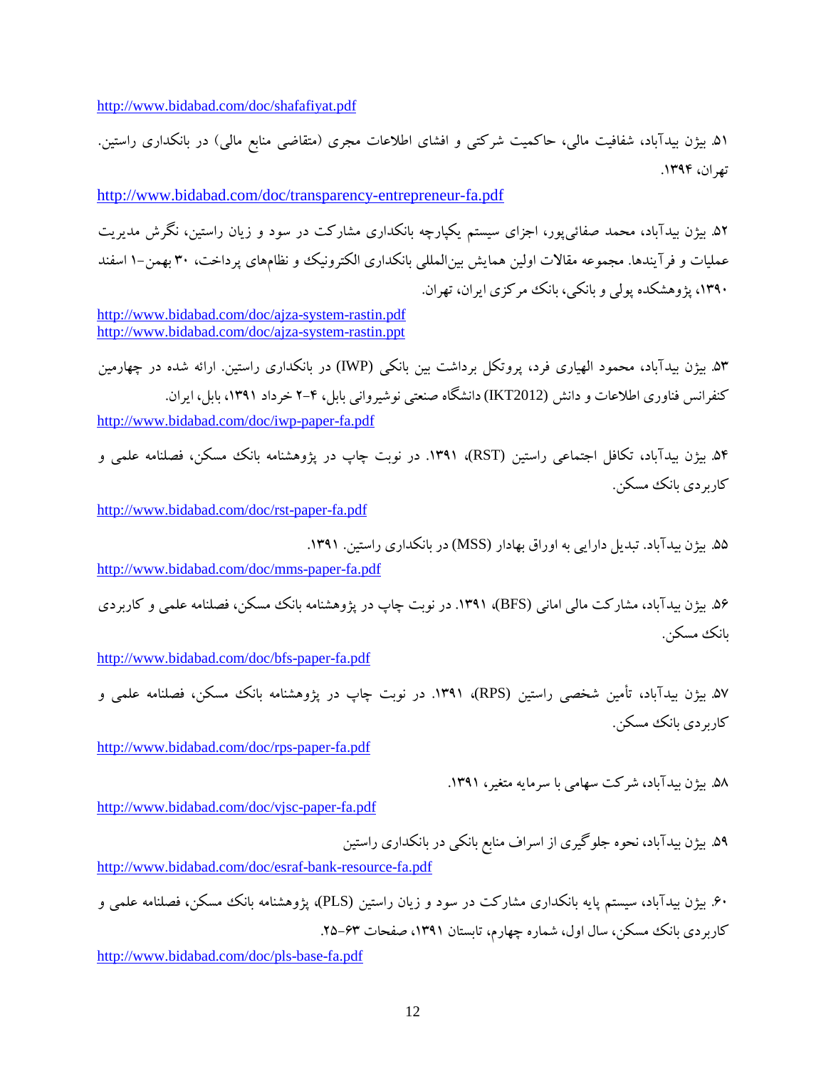http://www.bidabad.com/doc/shafafiyat.pdf

۵۱. بیژن بیدآباد، شفافیت مالی، حاکمیت شرکتی و افشای اطلاعات مجری (متقاضی منابع مالی) در بانکداری راستین. تهران، ۱۳۹۴.

http://www.bidabad.com/doc/transparency-entrepreneur-fa.pdf

۵۲. بیژن بیدآباد، محمد صفائی‌پور، اجزای سیستم یکپارچه بانکداری مشارکت در سود و زیان راستین، نگرش مدیریت عملیات و فرآیندها. مجموعه مقالات اولین همایش بین‌المللی بانکداری الکترونیک و نظام‌های پرداخت، ۳۰ بهمن-۱ اسفند ۱۳۹۰، پژوهشکده پولی و بانکی، بانک مرکزی ایران، تهران.

http://www.bidabad.com/doc/ajza-system-rastin.pdf
http://www.bidabad.com/doc/ajza-system-rastin.ppt

۵۳. بیژن بیدآباد، محمود الهیاری فرد، پروتکل برداشت بین بانکی (IWP) در بانکداری راستین. ارائه شده در چهارمین کنفرانس فناوری اطلاعات و دانش (IKT2012) دانشگاه صنعتی نوشیروانی بابل، ۴-۲ خرداد ۱۳۹۱، بابل، ایران.

http://www.bidabad.com/doc/iwp-paper-fa.pdf

۵۴. بیژن بیدآباد، تکافل اجتماعی راستین (RST)، ۱۳۹۱. در نوبت چاپ در پژوهشنامه بانک مسکن، فصلنامه علمی و کاربردی بانک مسکن.

http://www.bidabad.com/doc/rst-paper-fa.pdf

۵۵. بیژن بیدآباد. تبدیل دارایی به اوراق بهادار (MSS) در بانکداری راستین. ۱۳۹۱.

http://www.bidabad.com/doc/mms-paper-fa.pdf

۵۶. بیژن بیدآباد، مشارکت مالی امانی (BFS)، ۱۳۹۱. در نوبت چاپ در پژوهشنامه بانک مسکن، فصلنامه علمی و کاربردی بانک مسکن.

http://www.bidabad.com/doc/bfs-paper-fa.pdf

۵۷. بیژن بیدآباد، تأمین شخصی راستین (RPS)، ۱۳۹۱. در نوبت چاپ در پژوهشنامه بانک مسکن، فصلنامه علمی و کاربردی بانک مسکن.

http://www.bidabad.com/doc/rps-paper-fa.pdf

۵۸. بیژن بیدآباد، شرکت سهامی با سرمایه متغیر، ۱۳۹۱.

http://www.bidabad.com/doc/vjsc-paper-fa.pdf

۵۹. بیژن بیدآباد، نحوه جلوگیری از اسراف منابع بانکی در بانکداری راستین

http://www.bidabad.com/doc/esraf-bank-resource-fa.pdf

۶۰. بیژن بیدآباد، سیستم پایه بانکداری مشارکت در سود و زیان راستین (PLS)، پژوهشنامه بانک مسکن، فصلنامه علمی و کاربردی بانک مسکن، سال اول، شماره چهارم، تابستان ۱۳۹۱، صفحات ۶۳-۲۵.

http://www.bidabad.com/doc/pls-base-fa.pdf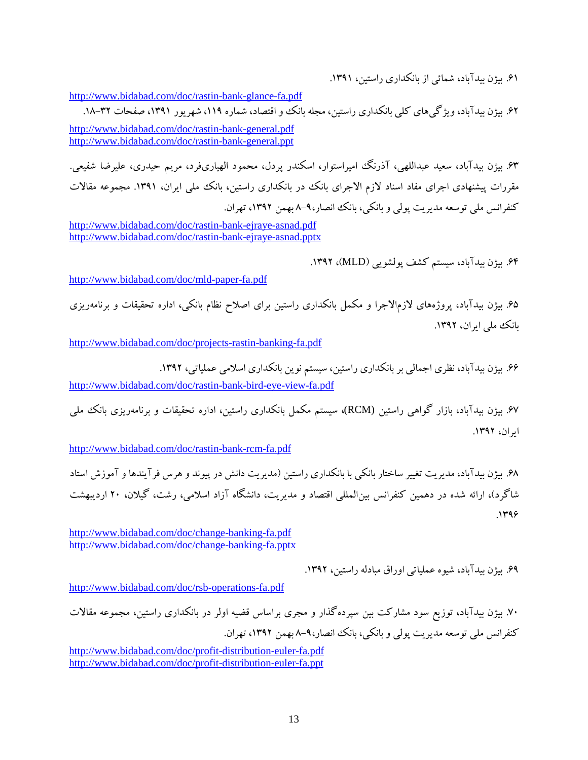۶۱. بیژن بیدآباد، شمائی از بانکداری راستین، ۱۳۹۱.

http://www.bidabad.com/doc/rastin-bank-glance-fa.pdf

۶۲. بیژن بیدآباد، ویژگی‌های کلی بانکداری راستین، مجله بانک و اقتصاد، شماره ۱۱۹، شهریور ۱۳۹۱، صفحات ۳۲-۱۸.

http://www.bidabad.com/doc/rastin-bank-general.pdf
http://www.bidabad.com/doc/rastin-bank-general.ppt

۶۳. بیژن بیدآباد، سعید عبداللهی، آذرنگ امیراستوار، اسکندر پردل، محمود الهیاری‌فرد، مریم حیدری، علیرضا شفیعی. مقررات پیشنهادی اجرای مفاد اسناد لازم الاجرای بانک در بانکداری راستین، بانک ملی ایران، ۱۳۹۱. مجموعه مقالات کنفرانس ملی توسعه مدیریت پولی و بانکی، بانک انصار،۹-۸ بهمن ۱۳۹۲، تهران.

http://www.bidabad.com/doc/rastin-bank-ejraye-asnad.pdf
http://www.bidabad.com/doc/rastin-bank-ejraye-asnad.pptx

۶۴. بیژن بیدآباد، سیستم کشف پولشویی (MLD)، ۱۳۹۲.

http://www.bidabad.com/doc/mld-paper-fa.pdf

۶۵. بیژن بیدآباد، پروژه‌های لازم‌الاجرا و مکمل بانکداری راستین برای اصلاح نظام بانکی، اداره تحقیقات و برنامه‌ریزی بانک ملی ایران، ۱۳۹۲.

http://www.bidabad.com/doc/projects-rastin-banking-fa.pdf

۶۶. بیژن بیدآباد، نظری اجمالی بر بانکداری راستین، سیستم نوین بانکداری اسلامی عملیاتی، ۱۳۹۲.

http://www.bidabad.com/doc/rastin-bank-bird-eye-view-fa.pdf

۶۷. بیژن بیدآباد، بازار گواهی راستین (RCM)، سیستم مکمل بانکداری راستین، اداره تحقیقات و برنامه‌ریزی بانک ملی ایران، ۱۳۹۲.

http://www.bidabad.com/doc/rastin-bank-rcm-fa.pdf

۶۸. بیژن بیدآباد، مدیریت تغییر ساختار بانکی با بانکداری راستین (مدیریت دانش در پیوند و هرس فرآیندها و آموزش استاد شاگرد)، ارائه شده در دهمین کنفرانس بین‌المللی اقتصاد و مدیریت، دانشگاه آزاد اسلامی، رشت، گیلان، ۲۰ اردیبهشت ۱۳۹۶.

http://www.bidabad.com/doc/change-banking-fa.pdf
http://www.bidabad.com/doc/change-banking-fa.pptx

۶۹. بیژن بیدآباد، شیوه عملیاتی اوراق مبادله راستین، ۱۳۹۲.

http://www.bidabad.com/doc/rsb-operations-fa.pdf

۷۰. بیژن بیدآباد، توزیع سود مشارکت بین سپرده‌گذار و مجری براساس قضیه اولر در بانکداری راستین، مجموعه مقالات کنفرانس ملی توسعه مدیریت پولی و بانکی، بانک انصار،۹-۸ بهمن ۱۳۹۲، تهران.

http://www.bidabad.com/doc/profit-distribution-euler-fa.pdf
http://www.bidabad.com/doc/profit-distribution-euler-fa.ppt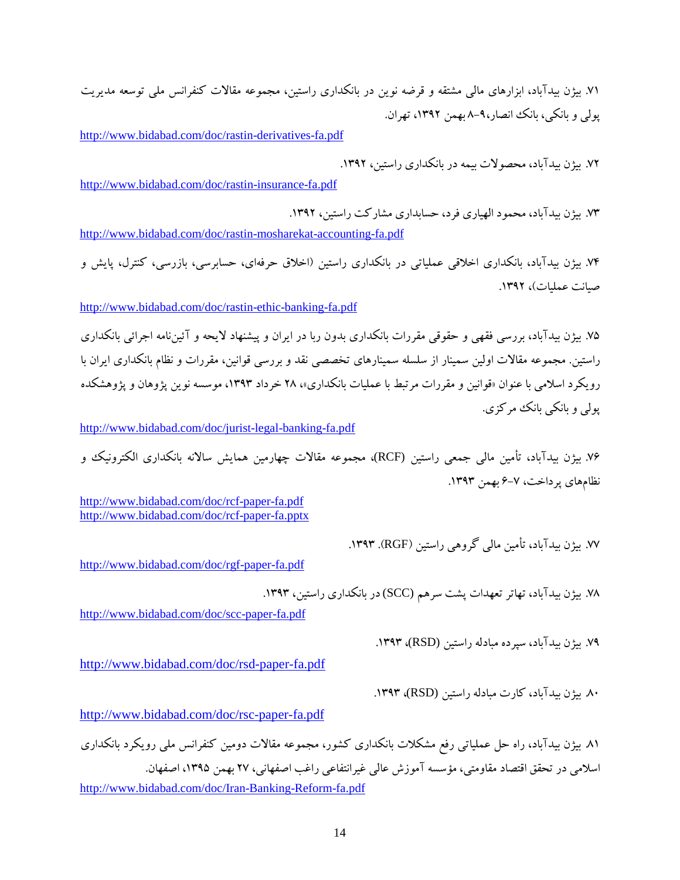۷۱. بیژن بیدآباد، ابزارهای مالی مشتقه و قرضه نوین در بانکداری راستین، مجموعه مقالات کنفرانس ملی توسعه مدیریت پولی و بانکی، بانک انصار،۹-۸ بهمن ۱۳۹۲، تهران.

http://www.bidabad.com/doc/rastin-derivatives-fa.pdf

۷۲. بیژن بیدآباد، محصولات بیمه در بانکداری راستین، ۱۳۹۲.

http://www.bidabad.com/doc/rastin-insurance-fa.pdf

۷۳. بیژن بیدآباد، محمود الهیاری فرد، حسابداری مشارکت راستین، ۱۳۹۲.

http://www.bidabad.com/doc/rastin-mosharekat-accounting-fa.pdf

۷۴. بیژن بیدآباد، بانکداری اخلاقی عملیاتی در بانکداری راستین (اخلاق حرفه‌ای، حسابرسی، بازرسی، کنترل، پایش و صیانت عملیات)، ۱۳۹۲.

http://www.bidabad.com/doc/rastin-ethic-banking-fa.pdf

۷۵. بیژن بیدآباد، بررسی فقهی و حقوقی مقررات بانکداری بدون ربا در ایران و پیشنهاد لایحه و آئین‌نامه اجرائی بانکداری راستین. مجموعه مقالات اولین سمینار از سلسله سمینارهای تخصصی نقد و بررسی قوانین، مقررات و نظام بانکداری ایران با رویکرد اسلامی با عنوان «قوانین و مقررات مرتبط با عملیات بانکداری»، ۲۸ خرداد ۱۳۹۳، موسسه نوین پژوهان و پژوهشکده پولی و بانکی بانک مرکزی.

http://www.bidabad.com/doc/jurist-legal-banking-fa.pdf

۷۶. بیژن بیدآباد، تأمین مالی جمعی راستین (RCF)، مجموعه مقالات چهارمین همایش سالانه بانکداری الکترونیک و نظام‌های پرداخت، ۷-۶ بهمن ۱۳۹۳.

http://www.bidabad.com/doc/rcf-paper-fa.pdf
http://www.bidabad.com/doc/rcf-paper-fa.pptx

۷۷. بیژن بیدآباد، تأمین مالی گروهی راستین (RGF). ۱۳۹۳.

http://www.bidabad.com/doc/rgf-paper-fa.pdf

۷۸. بیژن بیدآباد، تهاتر تعهدات پشت سرهم (SCC) در بانکداری راستین، ۱۳۹۳.

http://www.bidabad.com/doc/scc-paper-fa.pdf

۷۹. بیژن بیدآباد، سپرده مبادله راستین (RSD)، ۱۳۹۳.

http://www.bidabad.com/doc/rsd-paper-fa.pdf

۸۰. بیژن بیدآباد، کارت مبادله راستین (RSD)، ۱۳۹۳.

http://www.bidabad.com/doc/rsc-paper-fa.pdf

۸۱. بیژن بیدآباد، راه حل عملیاتی رفع مشکلات بانکداری کشور، مجموعه مقالات دومین کنفرانس ملی رویکرد بانکداری اسلامی در تحقق اقتصاد مقاومتی، مؤسسه آموزش عالی غیرانتفاعی راغب اصفهانی، ۲۷ بهمن ۱۳۹۵، اصفهان.
http://www.bidabad.com/doc/Iran-Banking-Reform-fa.pdf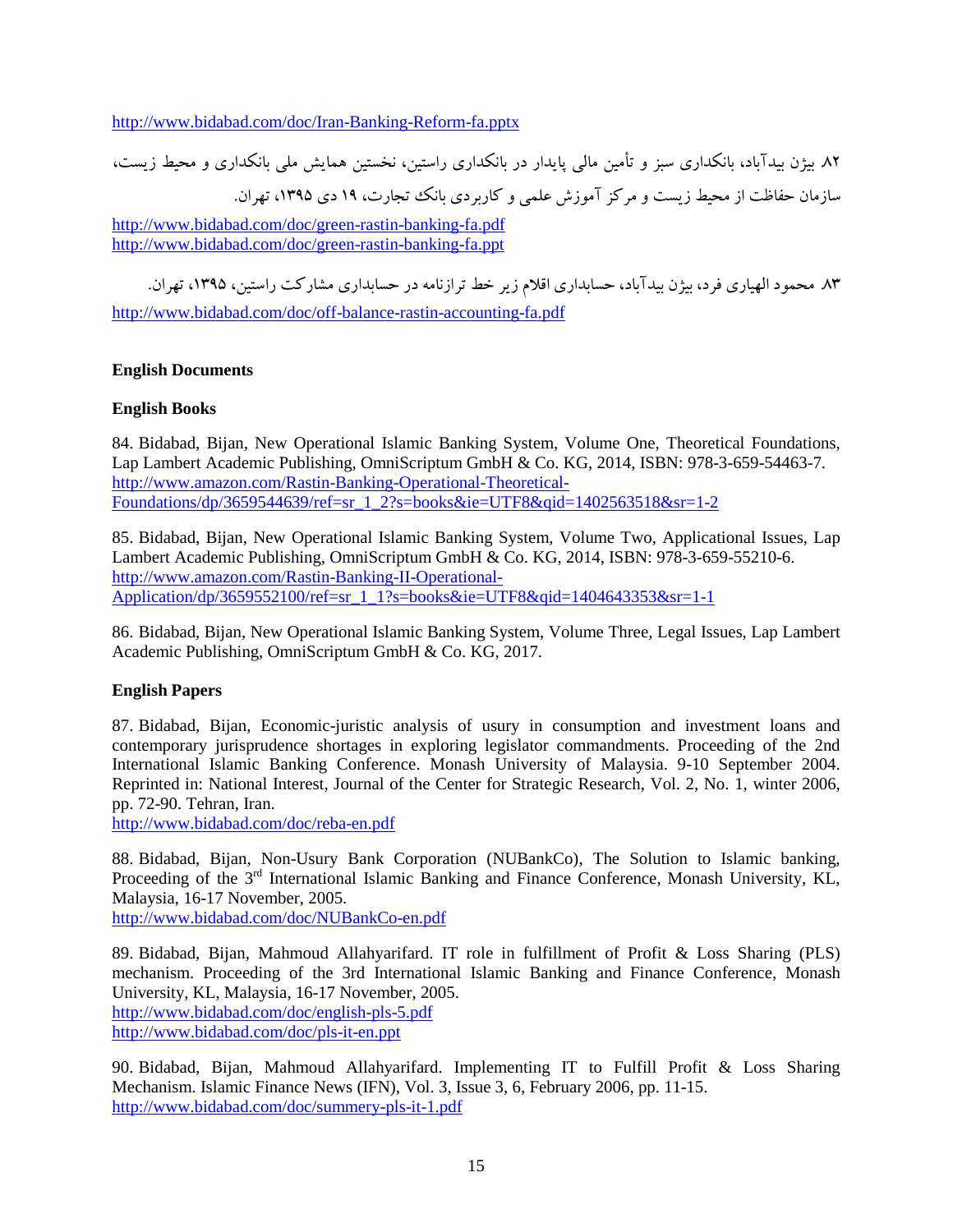http://www.bidabad.com/doc/Iran-Banking-Reform-fa.pptx

۸۲ بیژن بیدآباد، بانکداری سبز و تأمین مالی پایدار در بانکداری راستین، نخستین همایش ملی بانکداری و محیط زیست، سازمان حفاظت از محیط زیست و مرکز آموزش علمی و کاربردی بانک تجارت، ۱۹ دی ۱۳۹۵، تهران.

http://www.bidabad.com/doc/green-rastin-banking-fa.pdf
http://www.bidabad.com/doc/green-rastin-banking-fa.ppt

۸۳ محمود الهیاری فرد، بیژن بیدآباد، حسابداری اقلام زیر خط ترازنامه در حسابداری مشارکت راستین، ۱۳۹۵، تهران.

http://www.bidabad.com/doc/off-balance-rastin-accounting-fa.pdf

**English Documents**

**English Books**

84. Bidabad, Bijan, New Operational Islamic Banking System, Volume One, Theoretical Foundations, Lap Lambert Academic Publishing, OmniScriptum GmbH & Co. KG, 2014, ISBN: 978-3-659-54463-7.
http://www.amazon.com/Rastin-Banking-Operational-Theoretical-Foundations/dp/3659544639/ref=sr_1_2?s=books&ie=UTF8&qid=1402563518&sr=1-2

85. Bidabad, Bijan, New Operational Islamic Banking System, Volume Two, Applicational Issues, Lap Lambert Academic Publishing, OmniScriptum GmbH & Co. KG, 2014, ISBN: 978-3-659-55210-6.
http://www.amazon.com/Rastin-Banking-II-Operational-Application/dp/3659552100/ref=sr_1_1?s=books&ie=UTF8&qid=1404643353&sr=1-1

86. Bidabad, Bijan, New Operational Islamic Banking System, Volume Three, Legal Issues, Lap Lambert Academic Publishing, OmniScriptum GmbH & Co. KG, 2017.

**English Papers**

87. Bidabad, Bijan, Economic-juristic analysis of usury in consumption and investment loans and contemporary jurisprudence shortages in exploring legislator commandments. Proceeding of the 2nd International Islamic Banking Conference. Monash University of Malaysia. 9-10 September 2004. Reprinted in: National Interest, Journal of the Center for Strategic Research, Vol. 2, No. 1, winter 2006, pp. 72-90. Tehran, Iran.
http://www.bidabad.com/doc/reba-en.pdf

88. Bidabad, Bijan, Non-Usury Bank Corporation (NUBankCo), The Solution to Islamic banking, Proceeding of the 3rd International Islamic Banking and Finance Conference, Monash University, KL, Malaysia, 16-17 November, 2005.
http://www.bidabad.com/doc/NUBankCo-en.pdf

89. Bidabad, Bijan, Mahmoud Allahyarifard. IT role in fulfillment of Profit & Loss Sharing (PLS) mechanism. Proceeding of the 3rd International Islamic Banking and Finance Conference, Monash University, KL, Malaysia, 16-17 November, 2005.
http://www.bidabad.com/doc/english-pls-5.pdf
http://www.bidabad.com/doc/pls-it-en.ppt

90. Bidabad, Bijan, Mahmoud Allahyarifard. Implementing IT to Fulfill Profit & Loss Sharing Mechanism. Islamic Finance News (IFN), Vol. 3, Issue 3, 6, February 2006, pp. 11-15.
http://www.bidabad.com/doc/summery-pls-it-1.pdf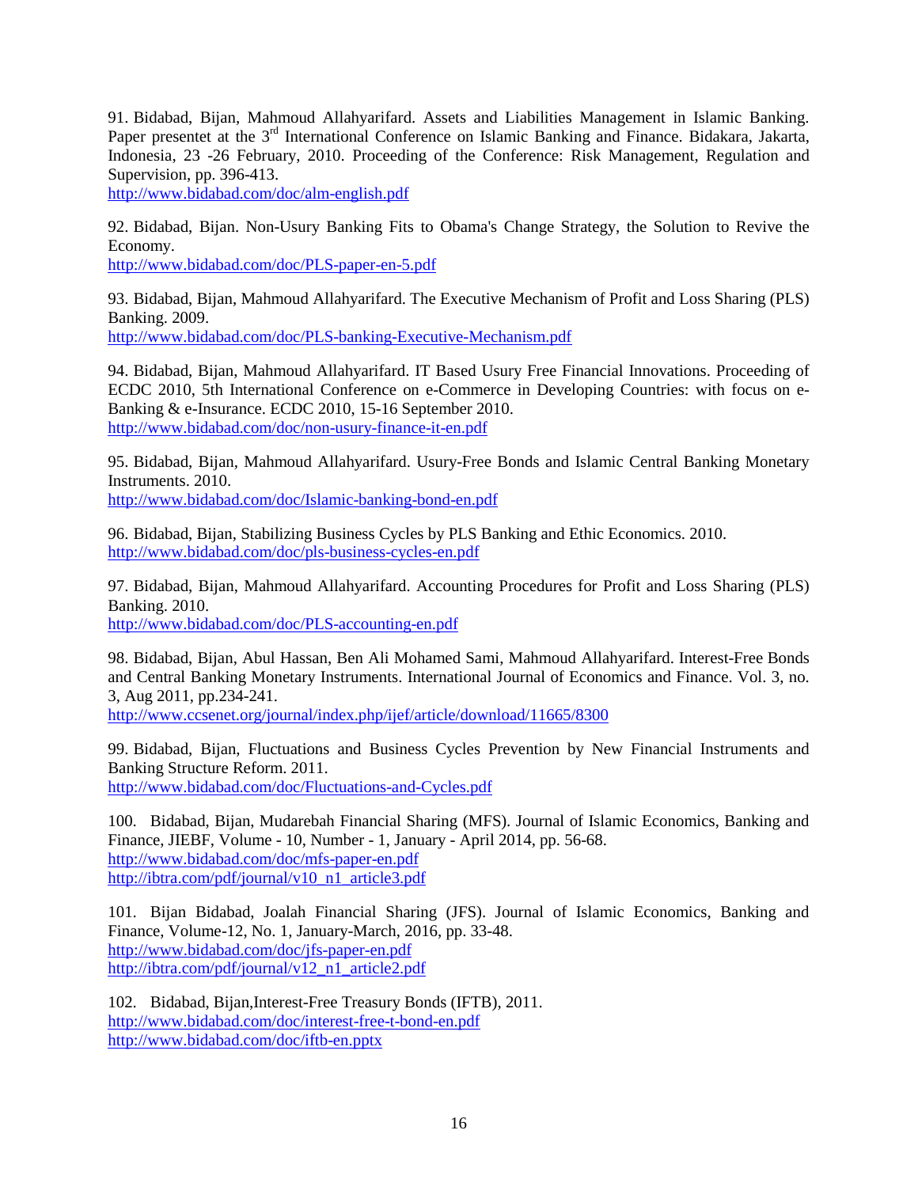91. Bidabad, Bijan, Mahmoud Allahyarifard. Assets and Liabilities Management in Islamic Banking. Paper presentet at the 3rd International Conference on Islamic Banking and Finance. Bidakara, Jakarta, Indonesia, 23 -26 February, 2010. Proceeding of the Conference: Risk Management, Regulation and Supervision, pp. 396-413.
http://www.bidabad.com/doc/alm-english.pdf

92. Bidabad, Bijan. Non-Usury Banking Fits to Obama's Change Strategy, the Solution to Revive the Economy.
http://www.bidabad.com/doc/PLS-paper-en-5.pdf

93. Bidabad, Bijan, Mahmoud Allahyarifard. The Executive Mechanism of Profit and Loss Sharing (PLS) Banking. 2009.
http://www.bidabad.com/doc/PLS-banking-Executive-Mechanism.pdf

94. Bidabad, Bijan, Mahmoud Allahyarifard. IT Based Usury Free Financial Innovations. Proceeding of ECDC 2010, 5th International Conference on e-Commerce in Developing Countries: with focus on e-Banking & e-Insurance. ECDC 2010, 15-16 September 2010.
http://www.bidabad.com/doc/non-usury-finance-it-en.pdf

95. Bidabad, Bijan, Mahmoud Allahyarifard. Usury-Free Bonds and Islamic Central Banking Monetary Instruments. 2010.
http://www.bidabad.com/doc/Islamic-banking-bond-en.pdf

96. Bidabad, Bijan, Stabilizing Business Cycles by PLS Banking and Ethic Economics. 2010.
http://www.bidabad.com/doc/pls-business-cycles-en.pdf

97. Bidabad, Bijan, Mahmoud Allahyarifard. Accounting Procedures for Profit and Loss Sharing (PLS) Banking. 2010.
http://www.bidabad.com/doc/PLS-accounting-en.pdf

98. Bidabad, Bijan, Abul Hassan, Ben Ali Mohamed Sami, Mahmoud Allahyarifard. Interest-Free Bonds and Central Banking Monetary Instruments. International Journal of Economics and Finance. Vol. 3, no. 3, Aug 2011, pp.234-241.
http://www.ccsenet.org/journal/index.php/ijef/article/download/11665/8300

99. Bidabad, Bijan, Fluctuations and Business Cycles Prevention by New Financial Instruments and Banking Structure Reform. 2011.
http://www.bidabad.com/doc/Fluctuations-and-Cycles.pdf

100. Bidabad, Bijan, Mudarebah Financial Sharing (MFS). Journal of Islamic Economics, Banking and Finance, JIEBF, Volume - 10, Number - 1, January - April 2014, pp. 56-68.
http://www.bidabad.com/doc/mfs-paper-en.pdf
http://ibtra.com/pdf/journal/v10_n1_article3.pdf

101. Bijan Bidabad, Joalah Financial Sharing (JFS). Journal of Islamic Economics, Banking and Finance, Volume-12, No. 1, January-March, 2016, pp. 33-48.
http://www.bidabad.com/doc/jfs-paper-en.pdf
http://ibtra.com/pdf/journal/v12_n1_article2.pdf

102. Bidabad, Bijan,Interest-Free Treasury Bonds (IFTB), 2011.
http://www.bidabad.com/doc/interest-free-t-bond-en.pdf
http://www.bidabad.com/doc/iftb-en.pptx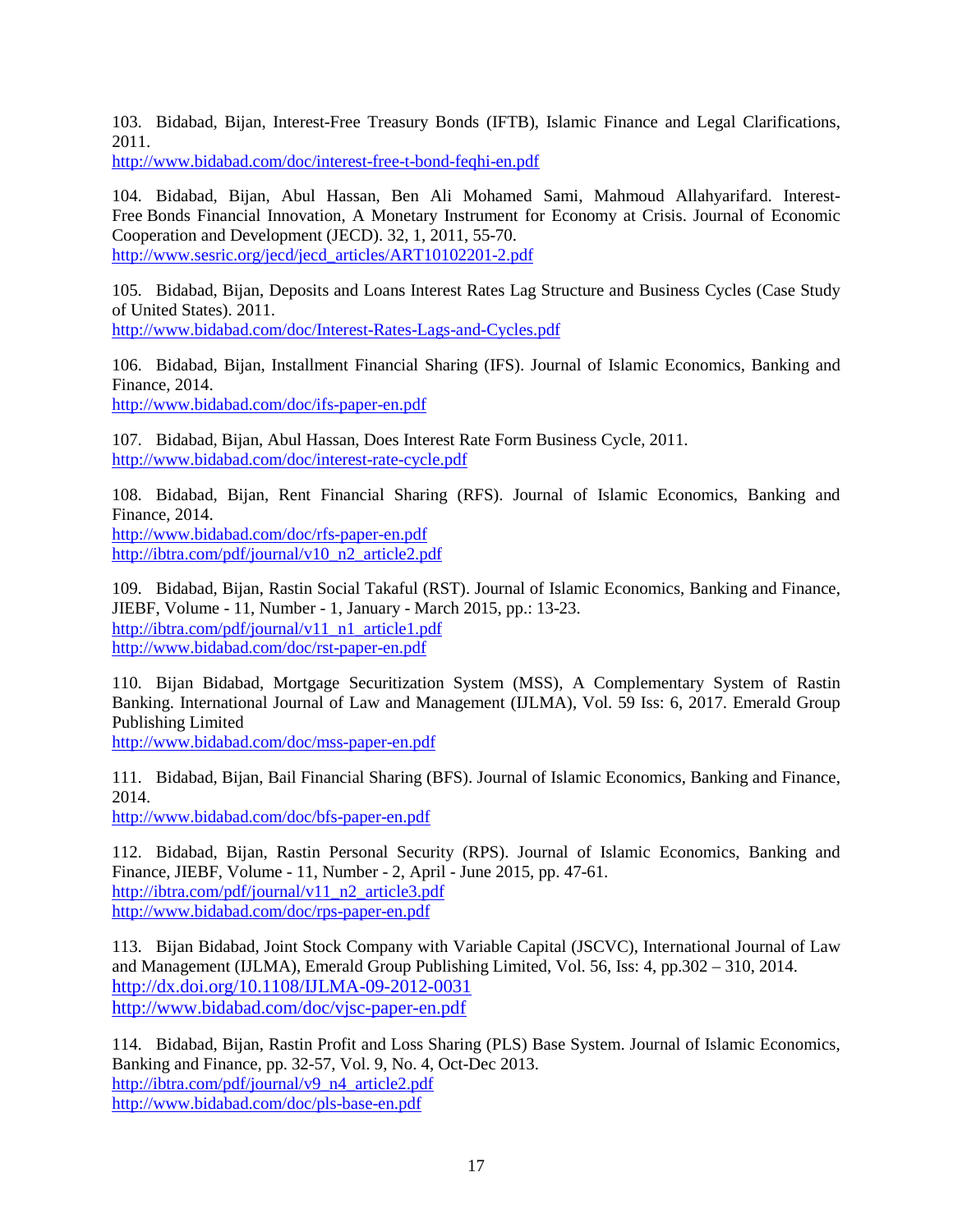103. Bidabad, Bijan, Interest-Free Treasury Bonds (IFTB), Islamic Finance and Legal Clarifications, 2011.
http://www.bidabad.com/doc/interest-free-t-bond-feqhi-en.pdf

104. Bidabad, Bijan, Abul Hassan, Ben Ali Mohamed Sami, Mahmoud Allahyarifard. Interest-Free Bonds Financial Innovation, A Monetary Instrument for Economy at Crisis. Journal of Economic Cooperation and Development (JECD). 32, 1, 2011, 55-70.
http://www.sesric.org/jecd/jecd_articles/ART10102201-2.pdf

105. Bidabad, Bijan, Deposits and Loans Interest Rates Lag Structure and Business Cycles (Case Study of United States). 2011.
http://www.bidabad.com/doc/Interest-Rates-Lags-and-Cycles.pdf

106. Bidabad, Bijan, Installment Financial Sharing (IFS). Journal of Islamic Economics, Banking and Finance, 2014.
http://www.bidabad.com/doc/ifs-paper-en.pdf

107. Bidabad, Bijan, Abul Hassan, Does Interest Rate Form Business Cycle, 2011.
http://www.bidabad.com/doc/interest-rate-cycle.pdf

108. Bidabad, Bijan, Rent Financial Sharing (RFS). Journal of Islamic Economics, Banking and Finance, 2014.
http://www.bidabad.com/doc/rfs-paper-en.pdf
http://ibtra.com/pdf/journal/v10_n2_article2.pdf

109. Bidabad, Bijan, Rastin Social Takaful (RST). Journal of Islamic Economics, Banking and Finance, JIEBF, Volume - 11, Number - 1, January - March 2015, pp.: 13-23.
http://ibtra.com/pdf/journal/v11_n1_article1.pdf
http://www.bidabad.com/doc/rst-paper-en.pdf

110. Bijan Bidabad, Mortgage Securitization System (MSS), A Complementary System of Rastin Banking. International Journal of Law and Management (IJLMA), Vol. 59 Iss: 6, 2017. Emerald Group Publishing Limited
http://www.bidabad.com/doc/mss-paper-en.pdf

111. Bidabad, Bijan, Bail Financial Sharing (BFS). Journal of Islamic Economics, Banking and Finance, 2014.
http://www.bidabad.com/doc/bfs-paper-en.pdf

112. Bidabad, Bijan, Rastin Personal Security (RPS). Journal of Islamic Economics, Banking and Finance, JIEBF, Volume - 11, Number - 2, April - June 2015, pp. 47-61.
http://ibtra.com/pdf/journal/v11_n2_article3.pdf
http://www.bidabad.com/doc/rps-paper-en.pdf

113. Bijan Bidabad, Joint Stock Company with Variable Capital (JSCVC), International Journal of Law and Management (IJLMA), Emerald Group Publishing Limited, Vol. 56, Iss: 4, pp.302 – 310, 2014.
http://dx.doi.org/10.1108/IJLMA-09-2012-0031
http://www.bidabad.com/doc/vjsc-paper-en.pdf

114. Bidabad, Bijan, Rastin Profit and Loss Sharing (PLS) Base System. Journal of Islamic Economics, Banking and Finance, pp. 32-57, Vol. 9, No. 4, Oct-Dec 2013.
http://ibtra.com/pdf/journal/v9_n4_article2.pdf
http://www.bidabad.com/doc/pls-base-en.pdf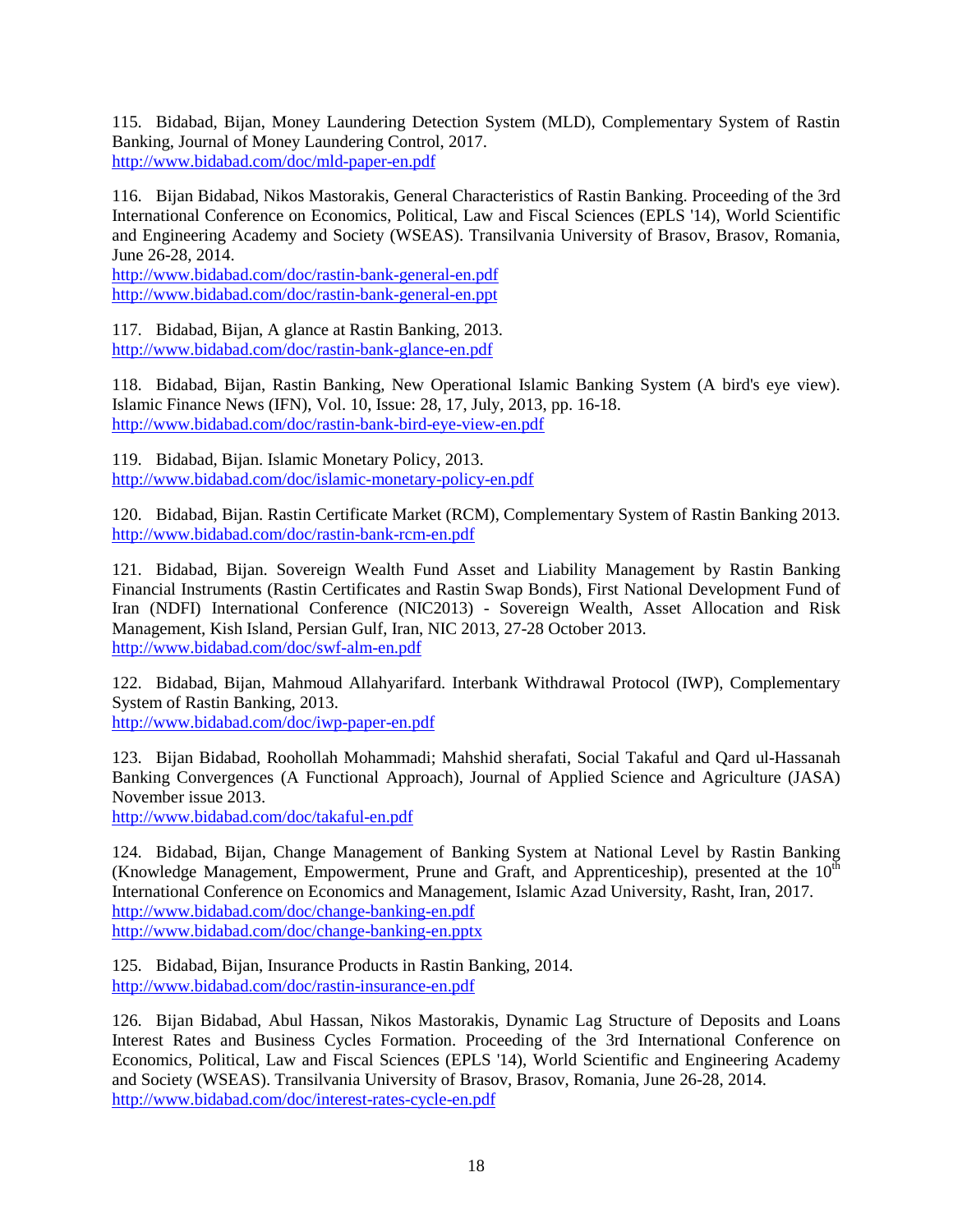115. Bidabad, Bijan, Money Laundering Detection System (MLD), Complementary System of Rastin Banking, Journal of Money Laundering Control, 2017.
http://www.bidabad.com/doc/mld-paper-en.pdf

116. Bijan Bidabad, Nikos Mastorakis, General Characteristics of Rastin Banking. Proceeding of the 3rd International Conference on Economics, Political, Law and Fiscal Sciences (EPLS '14), World Scientific and Engineering Academy and Society (WSEAS). Transilvania University of Brasov, Brasov, Romania, June 26-28, 2014.
http://www.bidabad.com/doc/rastin-bank-general-en.pdf
http://www.bidabad.com/doc/rastin-bank-general-en.ppt

117. Bidabad, Bijan, A glance at Rastin Banking, 2013.
http://www.bidabad.com/doc/rastin-bank-glance-en.pdf

118. Bidabad, Bijan, Rastin Banking, New Operational Islamic Banking System (A bird's eye view). Islamic Finance News (IFN), Vol. 10, Issue: 28, 17, July, 2013, pp. 16-18.
http://www.bidabad.com/doc/rastin-bank-bird-eye-view-en.pdf

119. Bidabad, Bijan. Islamic Monetary Policy, 2013.
http://www.bidabad.com/doc/islamic-monetary-policy-en.pdf

120. Bidabad, Bijan. Rastin Certificate Market (RCM), Complementary System of Rastin Banking 2013.
http://www.bidabad.com/doc/rastin-bank-rcm-en.pdf

121. Bidabad, Bijan. Sovereign Wealth Fund Asset and Liability Management by Rastin Banking Financial Instruments (Rastin Certificates and Rastin Swap Bonds), First National Development Fund of Iran (NDFI) International Conference (NIC2013) - Sovereign Wealth, Asset Allocation and Risk Management, Kish Island, Persian Gulf, Iran, NIC 2013, 27-28 October 2013.
http://www.bidabad.com/doc/swf-alm-en.pdf

122. Bidabad, Bijan, Mahmoud Allahyarifard. Interbank Withdrawal Protocol (IWP), Complementary System of Rastin Banking, 2013.
http://www.bidabad.com/doc/iwp-paper-en.pdf

123. Bijan Bidabad, Roohollah Mohammadi; Mahshid sherafati, Social Takaful and Qard ul-Hassanah Banking Convergences (A Functional Approach), Journal of Applied Science and Agriculture (JASA) November issue 2013.
http://www.bidabad.com/doc/takaful-en.pdf

124. Bidabad, Bijan, Change Management of Banking System at National Level by Rastin Banking (Knowledge Management, Empowerment, Prune and Graft, and Apprenticeship), presented at the 10th International Conference on Economics and Management, Islamic Azad University, Rasht, Iran, 2017.
http://www.bidabad.com/doc/change-banking-en.pdf
http://www.bidabad.com/doc/change-banking-en.pptx

125. Bidabad, Bijan, Insurance Products in Rastin Banking, 2014.
http://www.bidabad.com/doc/rastin-insurance-en.pdf

126. Bijan Bidabad, Abul Hassan, Nikos Mastorakis, Dynamic Lag Structure of Deposits and Loans Interest Rates and Business Cycles Formation. Proceeding of the 3rd International Conference on Economics, Political, Law and Fiscal Sciences (EPLS '14), World Scientific and Engineering Academy and Society (WSEAS). Transilvania University of Brasov, Brasov, Romania, June 26-28, 2014.
http://www.bidabad.com/doc/interest-rates-cycle-en.pdf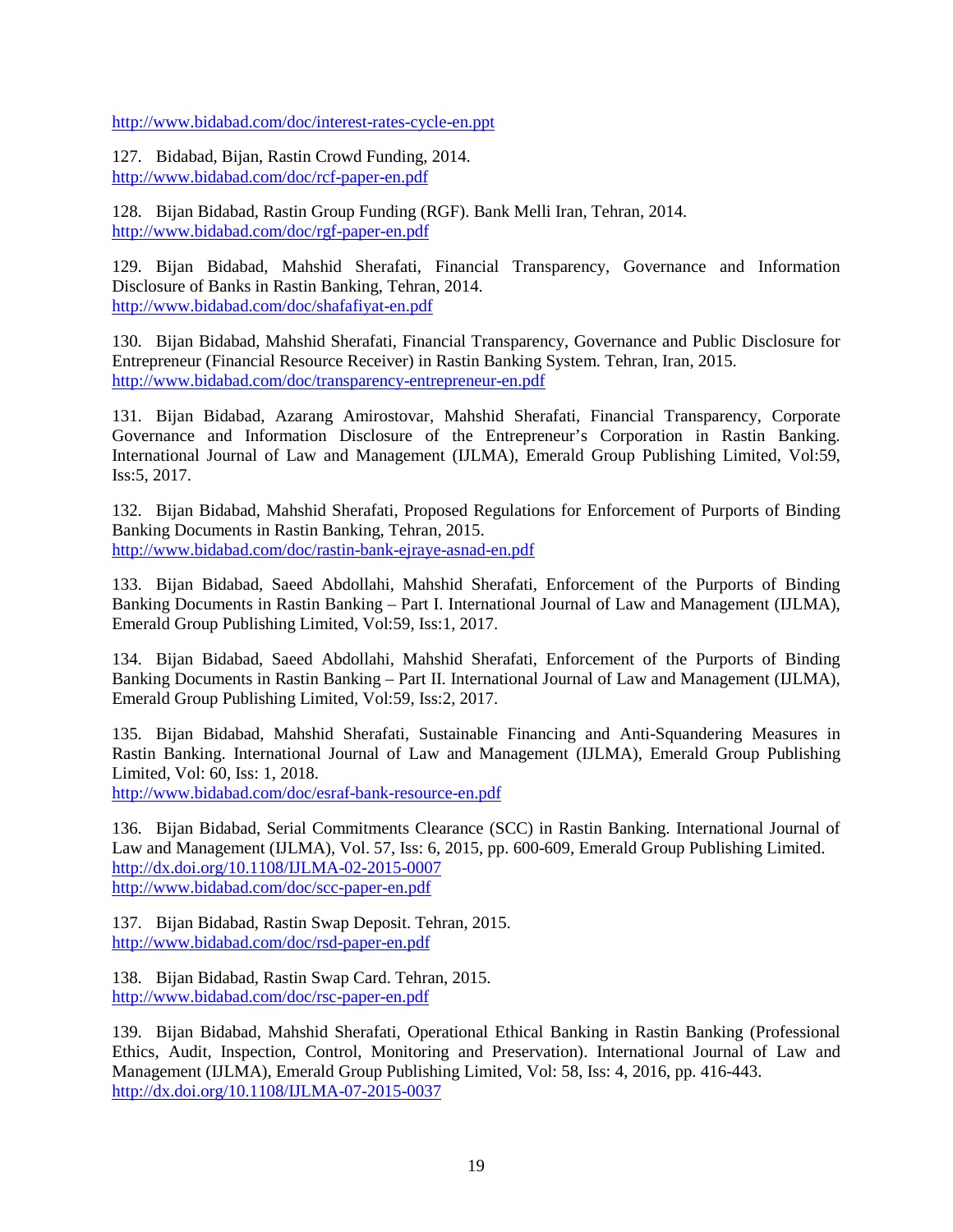http://www.bidabad.com/doc/interest-rates-cycle-en.ppt

127. Bidabad, Bijan, Rastin Crowd Funding, 2014.
http://www.bidabad.com/doc/rcf-paper-en.pdf

128. Bijan Bidabad, Rastin Group Funding (RGF). Bank Melli Iran, Tehran, 2014.
http://www.bidabad.com/doc/rgf-paper-en.pdf

129. Bijan Bidabad, Mahshid Sherafati, Financial Transparency, Governance and Information Disclosure of Banks in Rastin Banking, Tehran, 2014.
http://www.bidabad.com/doc/shafafiyat-en.pdf

130. Bijan Bidabad, Mahshid Sherafati, Financial Transparency, Governance and Public Disclosure for Entrepreneur (Financial Resource Receiver) in Rastin Banking System. Tehran, Iran, 2015.
http://www.bidabad.com/doc/transparency-entrepreneur-en.pdf

131. Bijan Bidabad, Azarang Amirostovar, Mahshid Sherafati, Financial Transparency, Corporate Governance and Information Disclosure of the Entrepreneur's Corporation in Rastin Banking. International Journal of Law and Management (IJLMA), Emerald Group Publishing Limited, Vol:59, Iss:5, 2017.

132. Bijan Bidabad, Mahshid Sherafati, Proposed Regulations for Enforcement of Purports of Binding Banking Documents in Rastin Banking, Tehran, 2015.
http://www.bidabad.com/doc/rastin-bank-ejraye-asnad-en.pdf

133. Bijan Bidabad, Saeed Abdollahi, Mahshid Sherafati, Enforcement of the Purports of Binding Banking Documents in Rastin Banking – Part I. International Journal of Law and Management (IJLMA), Emerald Group Publishing Limited, Vol:59, Iss:1, 2017.

134. Bijan Bidabad, Saeed Abdollahi, Mahshid Sherafati, Enforcement of the Purports of Binding Banking Documents in Rastin Banking – Part II. International Journal of Law and Management (IJLMA), Emerald Group Publishing Limited, Vol:59, Iss:2, 2017.

135. Bijan Bidabad, Mahshid Sherafati, Sustainable Financing and Anti-Squandering Measures in Rastin Banking. International Journal of Law and Management (IJLMA), Emerald Group Publishing Limited, Vol: 60, Iss: 1, 2018.
http://www.bidabad.com/doc/esraf-bank-resource-en.pdf

136. Bijan Bidabad, Serial Commitments Clearance (SCC) in Rastin Banking. International Journal of Law and Management (IJLMA), Vol. 57, Iss: 6, 2015, pp. 600-609, Emerald Group Publishing Limited.
http://dx.doi.org/10.1108/IJLMA-02-2015-0007
http://www.bidabad.com/doc/scc-paper-en.pdf

137. Bijan Bidabad, Rastin Swap Deposit. Tehran, 2015.
http://www.bidabad.com/doc/rsd-paper-en.pdf

138. Bijan Bidabad, Rastin Swap Card. Tehran, 2015.
http://www.bidabad.com/doc/rsc-paper-en.pdf

139. Bijan Bidabad, Mahshid Sherafati, Operational Ethical Banking in Rastin Banking (Professional Ethics, Audit, Inspection, Control, Monitoring and Preservation). International Journal of Law and Management (IJLMA), Emerald Group Publishing Limited, Vol: 58, Iss: 4, 2016, pp. 416-443.
http://dx.doi.org/10.1108/IJLMA-07-2015-0037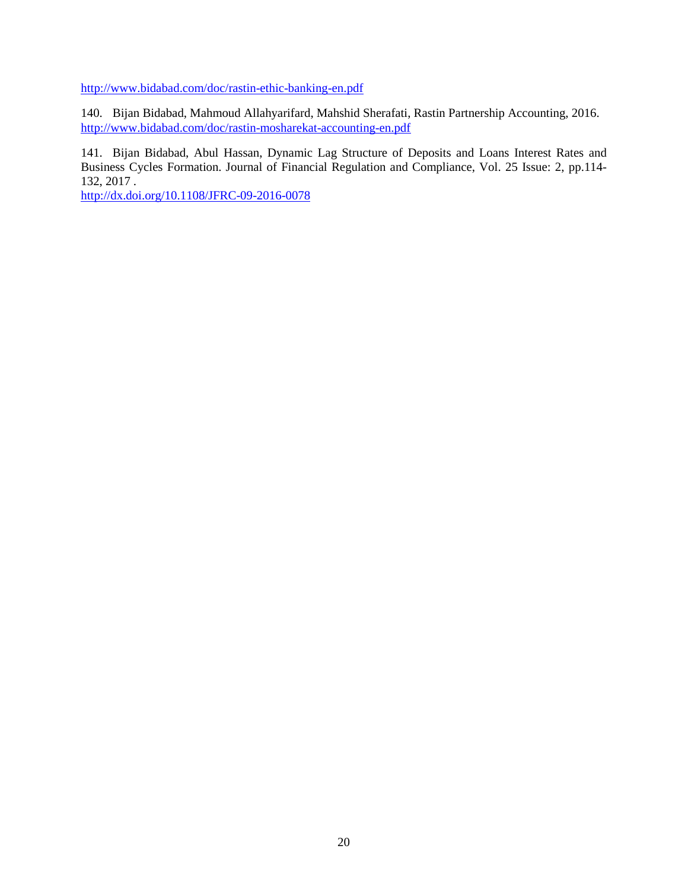http://www.bidabad.com/doc/rastin-ethic-banking-en.pdf

140. Bijan Bidabad, Mahmoud Allahyarifard, Mahshid Sherafati, Rastin Partnership Accounting, 2016. http://www.bidabad.com/doc/rastin-mosharekat-accounting-en.pdf

141. Bijan Bidabad, Abul Hassan, Dynamic Lag Structure of Deposits and Loans Interest Rates and Business Cycles Formation. Journal of Financial Regulation and Compliance, Vol. 25 Issue: 2, pp.114-132, 2017 .
http://dx.doi.org/10.1108/JFRC-09-2016-0078